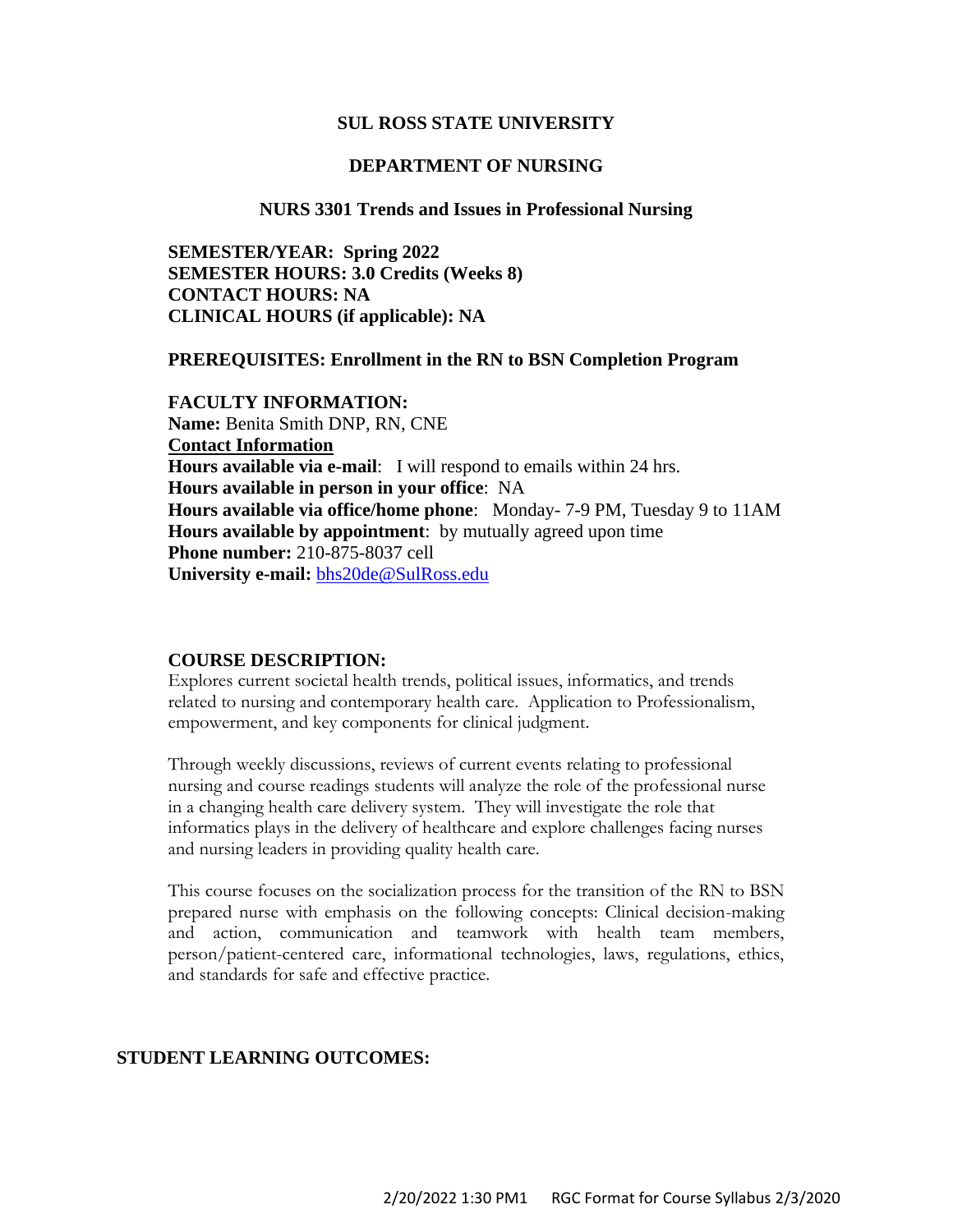# SUL ROSS STATE UNIVERSITY

## DEPARTMENT OF NURSING

## NURS 3301 Trends and Issues in Professional Nursing

**SEMESTER/YEAR: Spring 2022**
**SEMESTER HOURS: 3.0 Credits (Weeks 8)**
**CONTACT HOURS: NA**
**CLINICAL HOURS (if applicable): NA**

**PREREQUISITES: Enrollment in the RN to BSN Completion Program**

**FACULTY INFORMATION:**
**Name:** Benita Smith DNP, RN, CNE
**Contact Information**
**Hours available via e-mail**: I will respond to emails within 24 hrs.
**Hours available in person in your office**: NA
**Hours available via office/home phone**: Monday- 7-9 PM, Tuesday 9 to 11AM
**Hours available by appointment**: by mutually agreed upon time
**Phone number:** 210-875-8037 cell
**University e-mail:** bhs20de@SulRoss.edu

**COURSE DESCRIPTION:**

Explores current societal health trends, political issues, informatics, and trends related to nursing and contemporary health care. Application to Professionalism, empowerment, and key components for clinical judgment.

Through weekly discussions, reviews of current events relating to professional nursing and course readings students will analyze the role of the professional nurse in a changing health care delivery system. They will investigate the role that informatics plays in the delivery of healthcare and explore challenges facing nurses and nursing leaders in providing quality health care.

This course focuses on the socialization process for the transition of the RN to BSN prepared nurse with emphasis on the following concepts: Clinical decision-making and action, communication and teamwork with health team members, person/patient-centered care, informational technologies, laws, regulations, ethics, and standards for safe and effective practice.

**STUDENT LEARNING OUTCOMES:**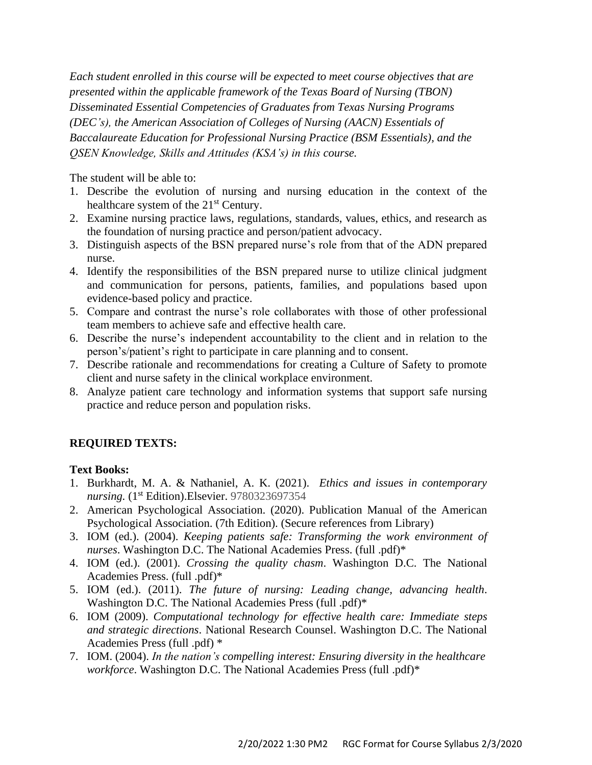*Each student enrolled in this course will be expected to meet course objectives that are presented within the applicable framework of the Texas Board of Nursing (TBON) Disseminated Essential Competencies of Graduates from Texas Nursing Programs (DEC's), the American Association of Colleges of Nursing (AACN) Essentials of Baccalaureate Education for Professional Nursing Practice (BSM Essentials), and the QSEN Knowledge, Skills and Attitudes (KSA's) in this course.*

The student will be able to:

1. Describe the evolution of nursing and nursing education in the context of the healthcare system of the 21st Century.
2. Examine nursing practice laws, regulations, standards, values, ethics, and research as the foundation of nursing practice and person/patient advocacy.
3. Distinguish aspects of the BSN prepared nurse's role from that of the ADN prepared nurse.
4. Identify the responsibilities of the BSN prepared nurse to utilize clinical judgment and communication for persons, patients, families, and populations based upon evidence-based policy and practice.
5. Compare and contrast the nurse's role collaborates with those of other professional team members to achieve safe and effective health care.
6. Describe the nurse's independent accountability to the client and in relation to the person's/patient's right to participate in care planning and to consent.
7. Describe rationale and recommendations for creating a Culture of Safety to promote client and nurse safety in the clinical workplace environment.
8. Analyze patient care technology and information systems that support safe nursing practice and reduce person and population risks.

## REQUIRED TEXTS:

**Text Books:**

1. Burkhardt, M. A. & Nathaniel, A. K. (2021). *Ethics and issues in contemporary nursing.* (1st Edition).Elsevier. 9780323697354
2. American Psychological Association. (2020). Publication Manual of the American Psychological Association. (7th Edition). (Secure references from Library)
3. IOM (ed.). (2004). *Keeping patients safe: Transforming the work environment of nurses*. Washington D.C. The National Academies Press. (full .pdf)*
4. IOM (ed.). (2001). *Crossing the quality chasm*. Washington D.C. The National Academies Press. (full .pdf)*
5. IOM (ed.). (2011). *The future of nursing: Leading change, advancing health*. Washington D.C. The National Academies Press (full .pdf)*
6. IOM (2009). *Computational technology for effective health care: Immediate steps and strategic directions*. National Research Counsel. Washington D.C. The National Academies Press (full .pdf) *
7. IOM. (2004). *In the nation's compelling interest: Ensuring diversity in the healthcare workforce*. Washington D.C. The National Academies Press (full .pdf)*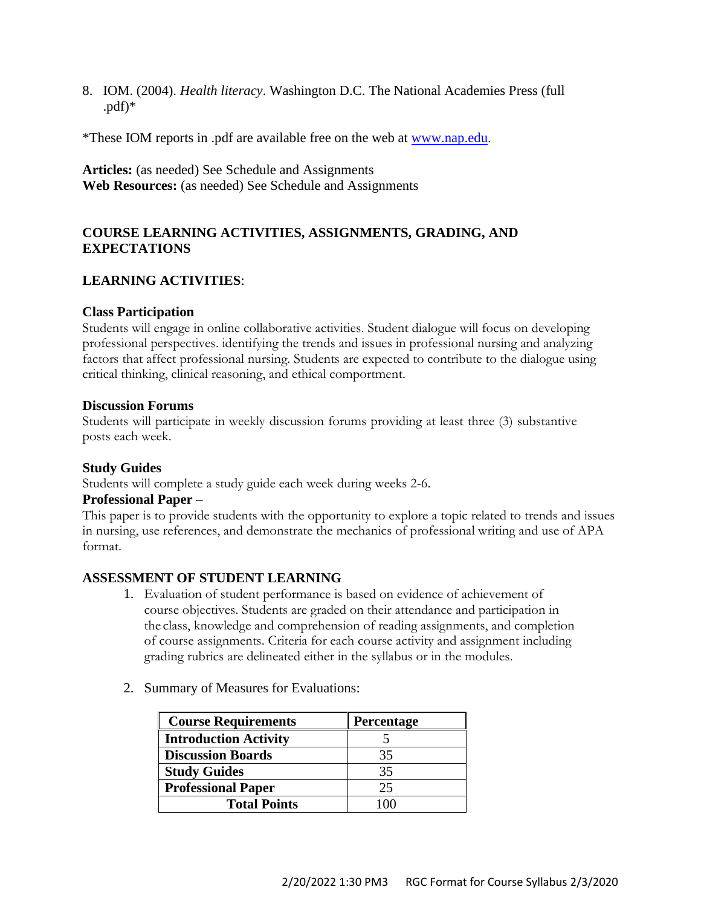8. IOM. (2004). *Health literacy*. Washington D.C. The National Academies Press (full .pdf)*

*These IOM reports in .pdf are available free on the web at www.nap.edu.

**Articles:** (as needed) See Schedule and Assignments
**Web Resources:** (as needed) See Schedule and Assignments

## COURSE LEARNING ACTIVITIES, ASSIGNMENTS, GRADING, AND EXPECTATIONS

### LEARNING ACTIVITIES:

**Class Participation**
Students will engage in online collaborative activities. Student dialogue will focus on developing professional perspectives. identifying the trends and issues in professional nursing and analyzing factors that affect professional nursing. Students are expected to contribute to the dialogue using critical thinking, clinical reasoning, and ethical comportment.

**Discussion Forums**
Students will participate in weekly discussion forums providing at least three (3) substantive posts each week.

**Study Guides**
Students will complete a study guide each week during weeks 2-6.

**Professional Paper** –
This paper is to provide students with the opportunity to explore a topic related to trends and issues in nursing, use references, and demonstrate the mechanics of professional writing and use of APA format.

### ASSESSMENT OF STUDENT LEARNING

1. Evaluation of student performance is based on evidence of achievement of course objectives. Students are graded on their attendance and participation in the class, knowledge and comprehension of reading assignments, and completion of course assignments. Criteria for each course activity and assignment including grading rubrics are delineated either in the syllabus or in the modules.

2. Summary of Measures for Evaluations:

| Course Requirements | Percentage |
|---|---|
| **Introduction Activity** | 5 |
| **Discussion Boards** | 35 |
| **Study Guides** | 35 |
| **Professional Paper** | 25 |
| **Total Points** | 100 |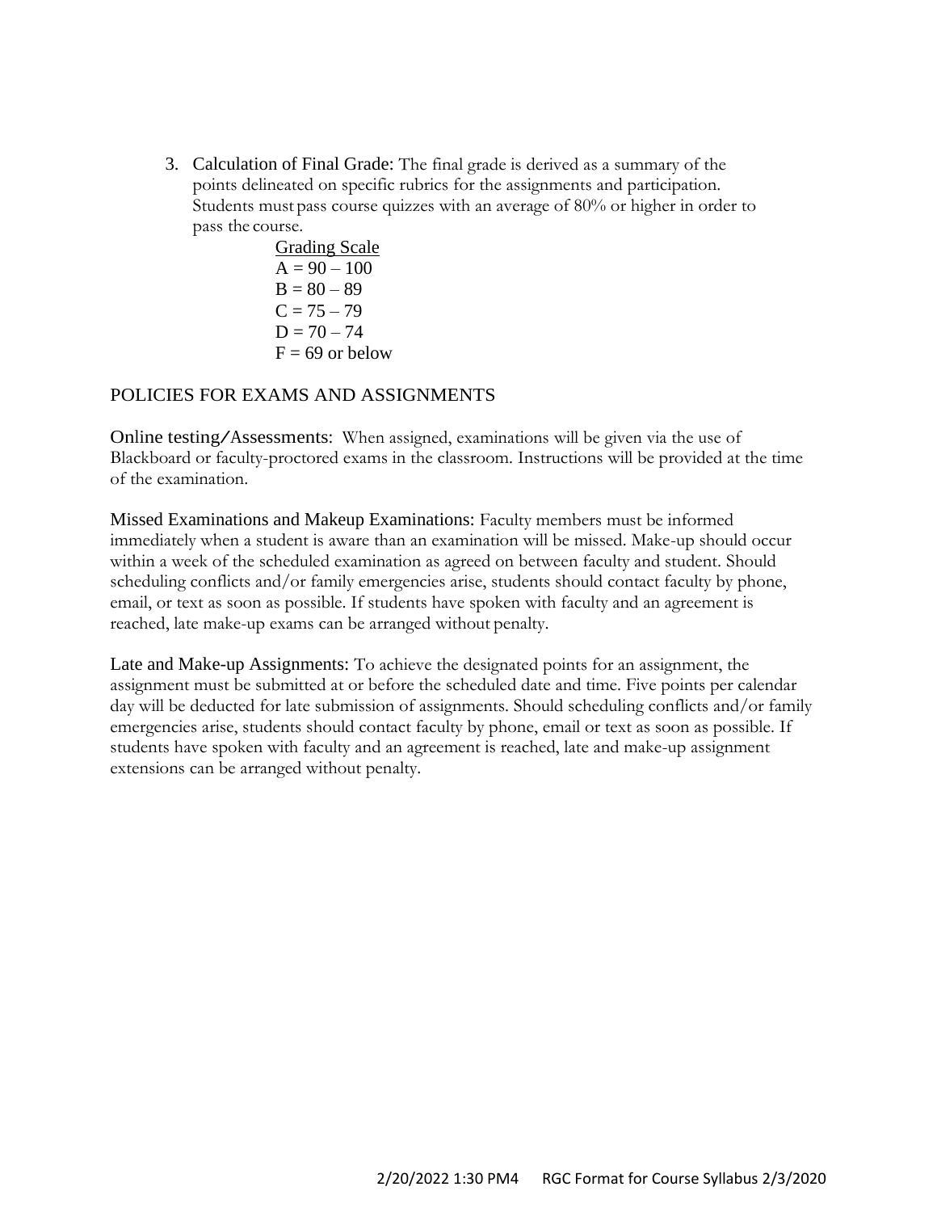3. Calculation of Final Grade: The final grade is derived as a summary of the points delineated on specific rubrics for the assignments and participation. Students must pass course quizzes with an average of 80% or higher in order to pass the course.

   Grading Scale
   A = 90 – 100
   B = 80 – 89
   C = 75 – 79
   D = 70 – 74
   F = 69 or below

## POLICIES FOR EXAMS AND ASSIGNMENTS

Online testing/Assessments: When assigned, examinations will be given via the use of Blackboard or faculty-proctored exams in the classroom. Instructions will be provided at the time of the examination.

Missed Examinations and Makeup Examinations: Faculty members must be informed immediately when a student is aware than an examination will be missed. Make-up should occur within a week of the scheduled examination as agreed on between faculty and student. Should scheduling conflicts and/or family emergencies arise, students should contact faculty by phone, email, or text as soon as possible. If students have spoken with faculty and an agreement is reached, late make-up exams can be arranged without penalty.

Late and Make-up Assignments: To achieve the designated points for an assignment, the assignment must be submitted at or before the scheduled date and time. Five points per calendar day will be deducted for late submission of assignments. Should scheduling conflicts and/or family emergencies arise, students should contact faculty by phone, email or text as soon as possible. If students have spoken with faculty and an agreement is reached, late and make-up assignment extensions can be arranged without penalty.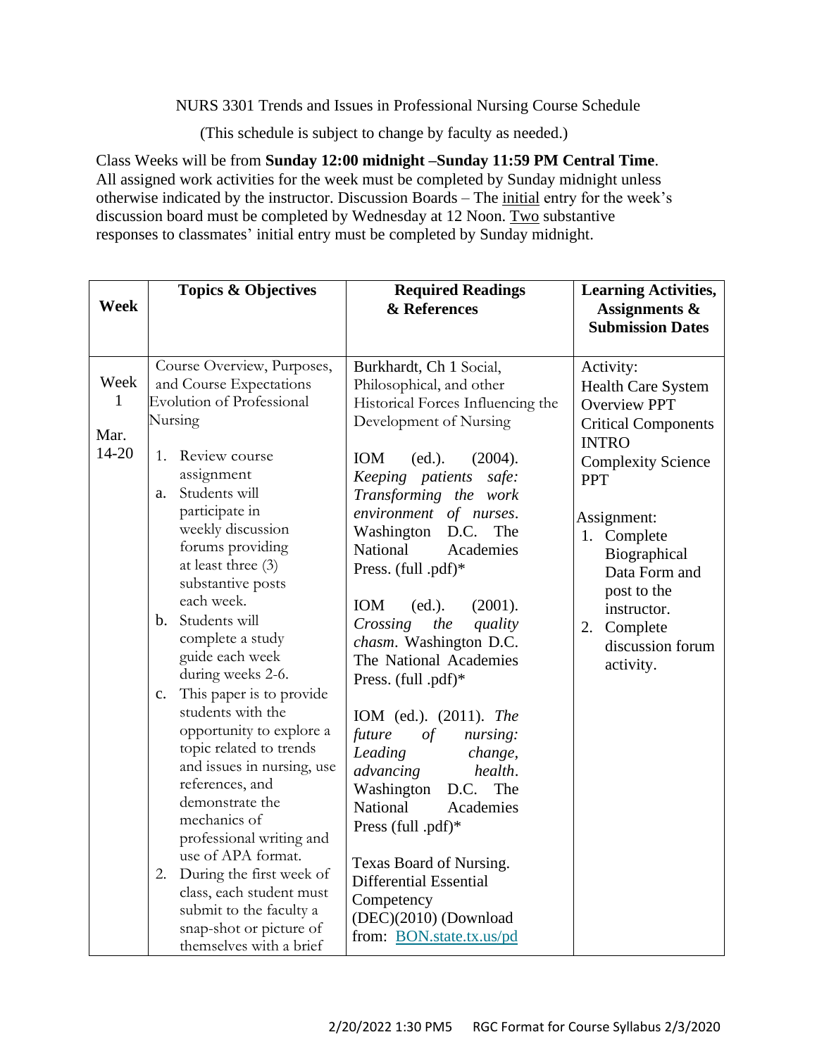NURS 3301 Trends and Issues in Professional Nursing Course Schedule

(This schedule is subject to change by faculty as needed.)

Class Weeks will be from **Sunday 12:00 midnight –Sunday 11:59 PM Central Time**. All assigned work activities for the week must be completed by Sunday midnight unless otherwise indicated by the instructor. Discussion Boards – The initial entry for the week's discussion board must be completed by Wednesday at 12 Noon. Two substantive responses to classmates' initial entry must be completed by Sunday midnight.

| Week | Topics & Objectives | Required Readings & References | Learning Activities, Assignments & Submission Dates |
|---|---|---|---|
| Week 1<br><br>Mar. 14-20 | Course Overview, Purposes, and Course Expectations<br>Evolution of Professional Nursing<br><br>1. Review course assignment<br>a. Students will participate in weekly discussion forums providing at least three (3) substantive posts each week.<br>b. Students will complete a study guide each week during weeks 2-6.<br>c. This paper is to provide students with the opportunity to explore a topic related to trends and issues in nursing, use references, and demonstrate the mechanics of professional writing and use of APA format.<br>2. During the first week of class, each student must submit to the faculty a snap-shot or picture of themselves with a brief | Burkhardt, Ch 1 Social, Philosophical, and other Historical Forces Influencing the Development of Nursing<br><br>IOM (ed.). (2004). *Keeping patients safe: Transforming the work environment of nurses*. Washington D.C. The National Academies Press. (full .pdf)*<br><br>IOM (ed.). (2001). *Crossing the quality chasm*. Washington D.C. The National Academies Press. (full .pdf)*<br><br>IOM (ed.). (2011). *The future of nursing: Leading change, advancing health*. Washington D.C. The National Academies Press (full .pdf)*<br><br>Texas Board of Nursing. Differential Essential Competency (DEC)(2010) (Download from: BON.state.tx.us/pd | Activity:<br>Health Care System Overview PPT<br>Critical Components INTRO<br>Complexity Science PPT<br><br>Assignment:<br>1. Complete Biographical Data Form and post to the instructor.<br>2. Complete discussion forum activity. |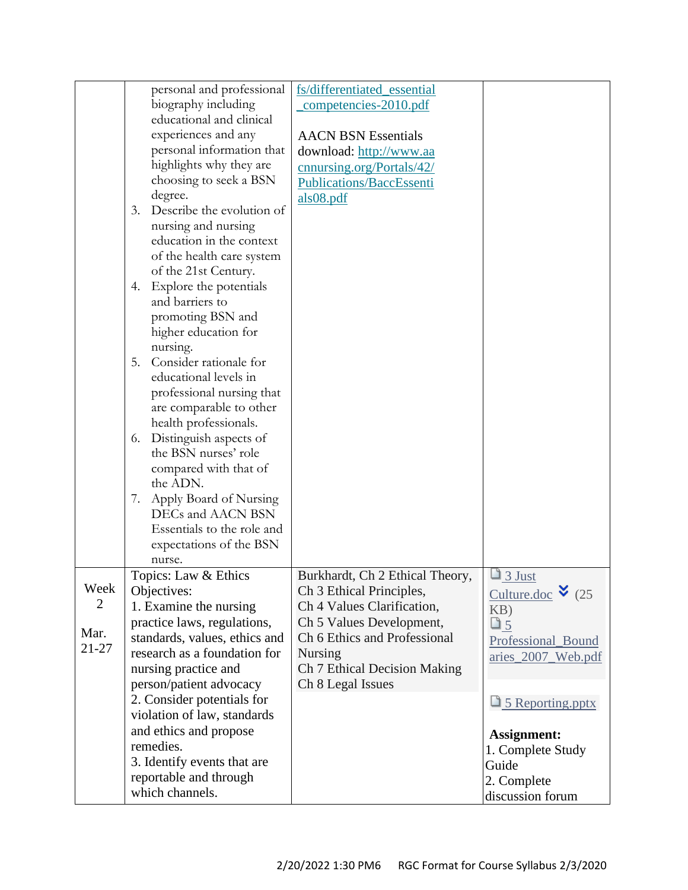| | | | |
|---|---|---|---|
| | personal and professional biography including educational and clinical experiences and any personal information that highlights why they are choosing to seek a BSN degree.<br>3. Describe the evolution of nursing and nursing education in the context of the health care system of the 21st Century.<br>4. Explore the potentials and barriers to promoting BSN and higher education for nursing.<br>5. Consider rationale for educational levels in professional nursing that are comparable to other health professionals.<br>6. Distinguish aspects of the BSN nurses' role compared with that of the ADN.<br>7. Apply Board of Nursing DECs and AACN BSN Essentials to the role and expectations of the BSN nurse. | fs/differentiated_essential_competencies-2010.pdf<br><br>AACN BSN Essentials download: http://www.aacnnursing.org/Portals/42/Publications/BaccEssentials08.pdf | |
| Week 2<br><br>Mar. 21-27 | Topics: Law & Ethics<br>Objectives:<br>1. Examine the nursing practice laws, regulations, standards, values, ethics and research as a foundation for nursing practice and person/patient advocacy<br>2. Consider potentials for violation of law, standards and ethics and propose remedies.<br>3. Identify events that are reportable and through which channels. | Burkhardt, Ch 2 Ethical Theory,<br>Ch 3 Ethical Principles,<br>Ch 4 Values Clarification,<br>Ch 5 Values Development,<br>Ch 6 Ethics and Professional Nursing<br>Ch 7 Ethical Decision Making<br>Ch 8 Legal Issues | 3 Just Culture.doc (25 KB)<br>5 Professional_Boundaries_2007_Web.pdf<br><br>5 Reporting.pptx<br><br>**Assignment:**<br>1. Complete Study Guide<br>2. Complete discussion forum |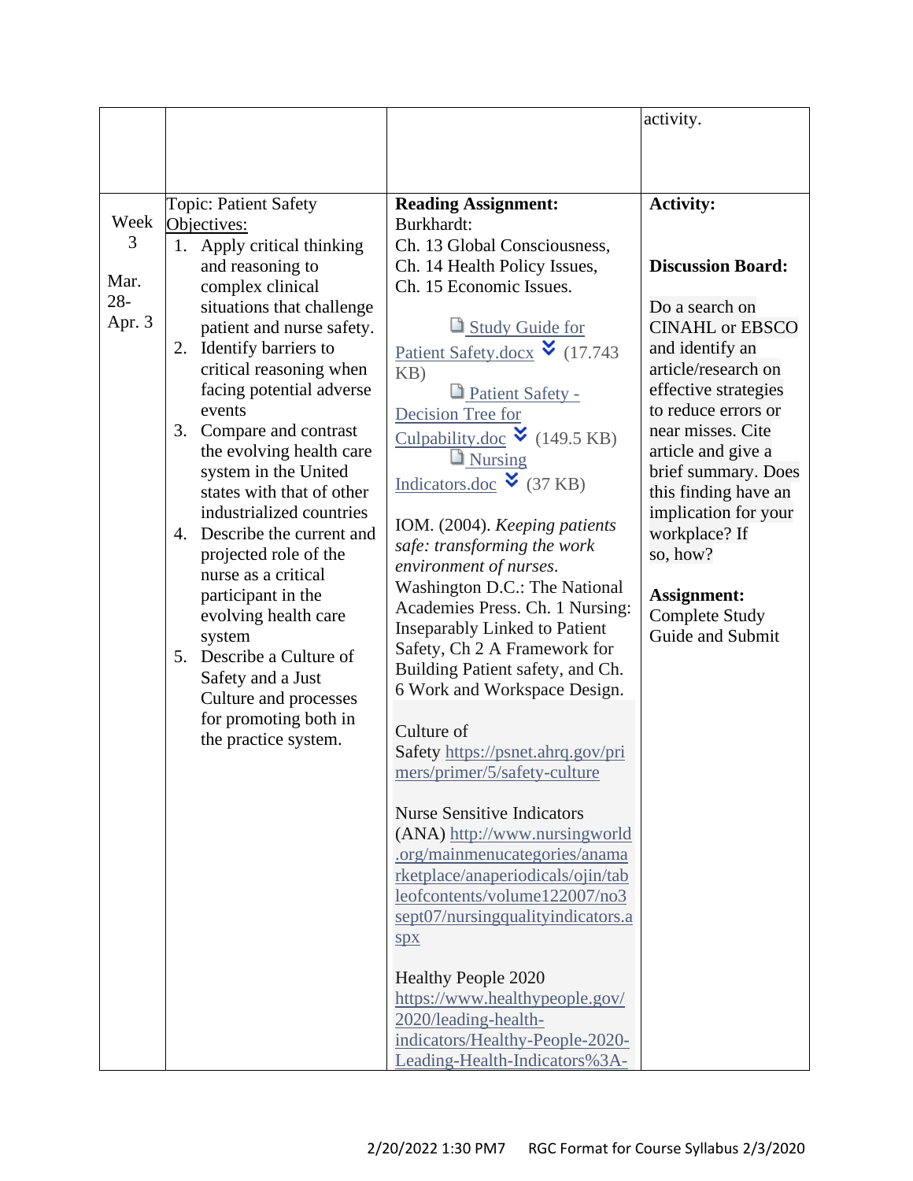| | | | |
|---|---|---|---|
| | | | activity. |
| Week 3<br><br>Mar. 28- Apr. 3 | Topic: Patient Safety<br>Objectives:<br>1. Apply critical thinking and reasoning to complex clinical situations that challenge patient and nurse safety.<br>2. Identify barriers to critical reasoning when facing potential adverse events<br>3. Compare and contrast the evolving health care system in the United states with that of other industrialized countries<br>4. Describe the current and projected role of the nurse as a critical participant in the evolving health care system<br>5. Describe a Culture of Safety and a Just Culture and processes for promoting both in the practice system. | **Reading Assignment:**<br>Burkhardt:<br>Ch. 13 Global Consciousness, Ch. 14 Health Policy Issues, Ch. 15 Economic Issues.<br><br>Study Guide for Patient Safety.docx (17.743 KB)<br>Patient Safety - Decision Tree for Culpability.doc (149.5 KB)<br>Nursing Indicators.doc (37 KB)<br><br>IOM. (2004). *Keeping patients safe: transforming the work environment of nurses*. Washington D.C.: The National Academies Press. Ch. 1 Nursing: Inseparably Linked to Patient Safety, Ch 2 A Framework for Building Patient safety, and Ch. 6 Work and Workspace Design.<br><br>Culture of Safety https://psnet.ahrq.gov/primers/primer/5/safety-culture<br><br>Nurse Sensitive Indicators (ANA) http://www.nursingworld.org/mainmenucategories/anamarketplace/anaperiodicals/ojin/tableofcontents/volume122007/no3sept07/nursingqualityindicators.aspx<br><br>Healthy People 2020 https://www.healthypeople.gov/2020/leading-health-indicators/Healthy-People-2020-Leading-Health-Indicators%3A- | **Activity:**<br><br>**Discussion Board:**<br><br>Do a search on CINAHL or EBSCO and identify an article/research on effective strategies to reduce errors or near misses. Cite article and give a brief summary. Does this finding have an implication for your workplace? If so, how?<br><br>**Assignment:**<br>Complete Study Guide and Submit |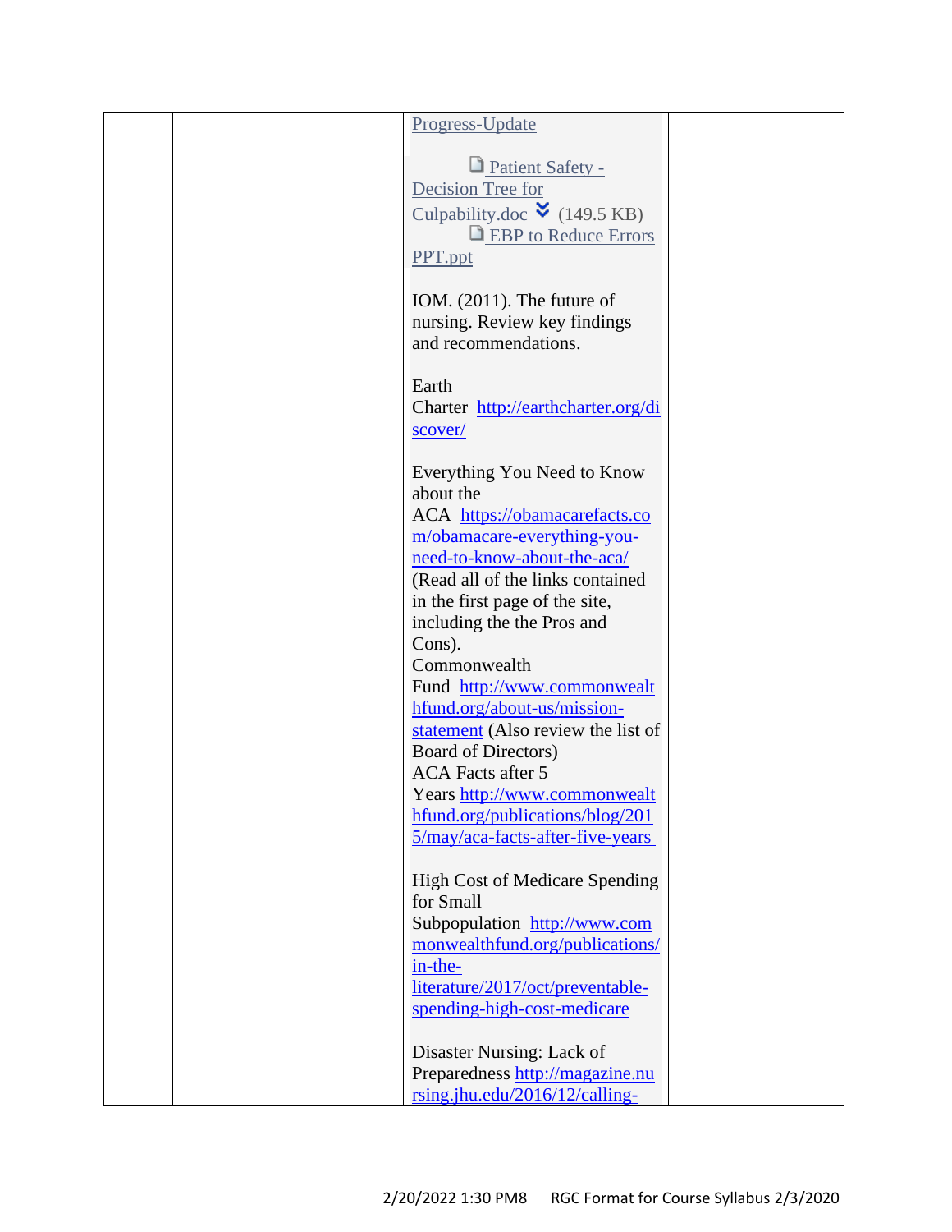| | | Progress-Update<br><br>Patient Safety - Decision Tree for Culpability.doc (149.5 KB)<br>EBP to Reduce Errors PPT.ppt<br><br>IOM. (2011). The future of nursing. Review key findings and recommendations.<br><br>Earth Charter http://earthcharter.org/discover/<br><br>Everything You Need to Know about the ACA https://obamacarefacts.com/obamacare-everything-you-need-to-know-about-the-aca/ (Read all of the links contained in the first page of the site, including the the Pros and Cons).<br>Commonwealth Fund http://www.commonwealthfund.org/about-us/mission-statement (Also review the list of Board of Directors)<br>ACA Facts after 5 Years http://www.commonwealthfund.org/publications/blog/2015/may/aca-facts-after-five-years<br><br>High Cost of Medicare Spending for Small Subpopulation http://www.commonwealthfund.org/publications/in-the-literature/2017/oct/preventable-spending-high-cost-medicare<br><br>Disaster Nursing: Lack of Preparedness http://magazine.nursing.jhu.edu/2016/12/calling- | |
|---|---|---|---|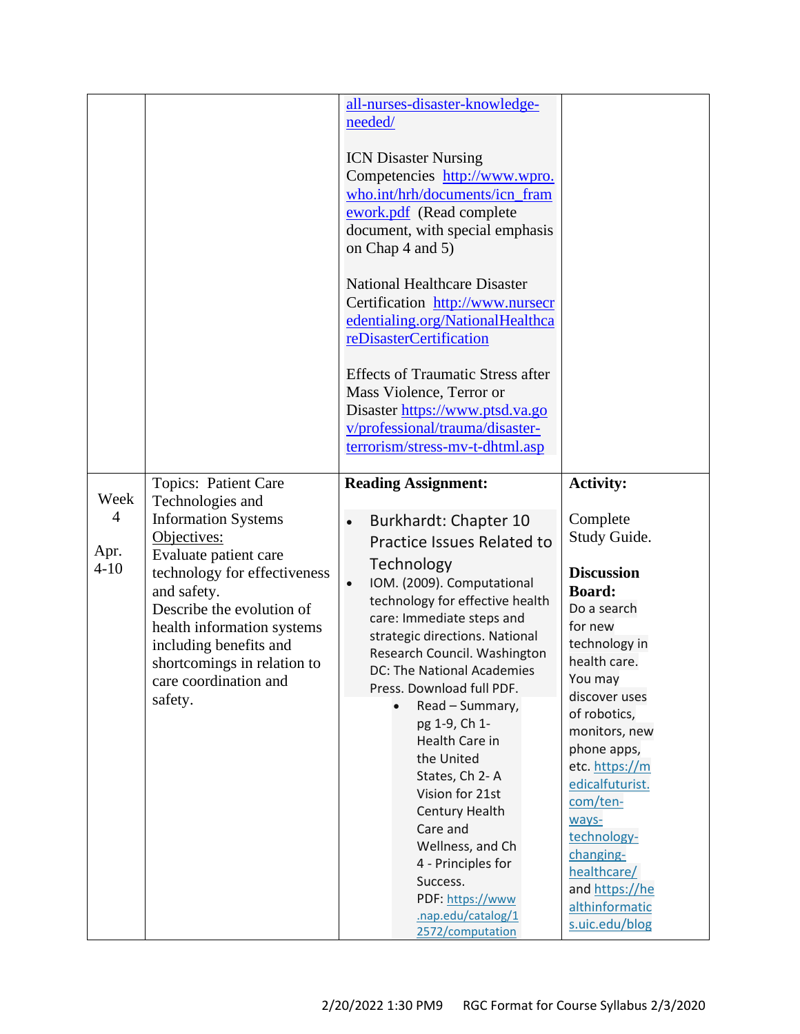| | | | |
|---|---|---|---|
| | | all-nurses-disaster-knowledge-needed/<br><br>ICN Disaster Nursing Competencies http://www.wpro.who.int/hrh/documents/icn_framework.pdf (Read complete document, with special emphasis on Chap 4 and 5)<br><br>National Healthcare Disaster Certification http://www.nursecredentialing.org/NationalHealthcareDisasterCertification<br><br>Effects of Traumatic Stress after Mass Violence, Terror or Disaster https://www.ptsd.va.gov/professional/trauma/disaster-terrorism/stress-mv-t-dhtml.asp | |
| Week 4<br><br>Apr. 4-10 | Topics: Patient Care Technologies and Information Systems<br>Objectives:<br>Evaluate patient care technology for effectiveness and safety.<br>Describe the evolution of health information systems including benefits and shortcomings in relation to care coordination and safety. | **Reading Assignment:**<br><br>• Burkhardt: Chapter 10 Practice Issues Related to Technology<br>• IOM. (2009). Computational technology for effective health care: Immediate steps and strategic directions. National Research Council. Washington DC: The National Academies Press. Download full PDF.<br>&nbsp;&nbsp;&nbsp;&nbsp;• Read – Summary, pg 1-9, Ch 1- Health Care in the United States, Ch 2- A Vision for 21st Century Health Care and Wellness, and Ch 4 - Principles for Success. PDF: https://www.nap.edu/catalog/12572/computation | **Activity:**<br><br>Complete Study Guide.<br><br>**Discussion Board:**<br>Do a search for new technology in health care. You may discover uses of robotics, monitors, new phone apps, etc. https://medicalfuturist.com/ten-ways-technology-changing-healthcare/ and https://healthinformatics.uic.edu/blog |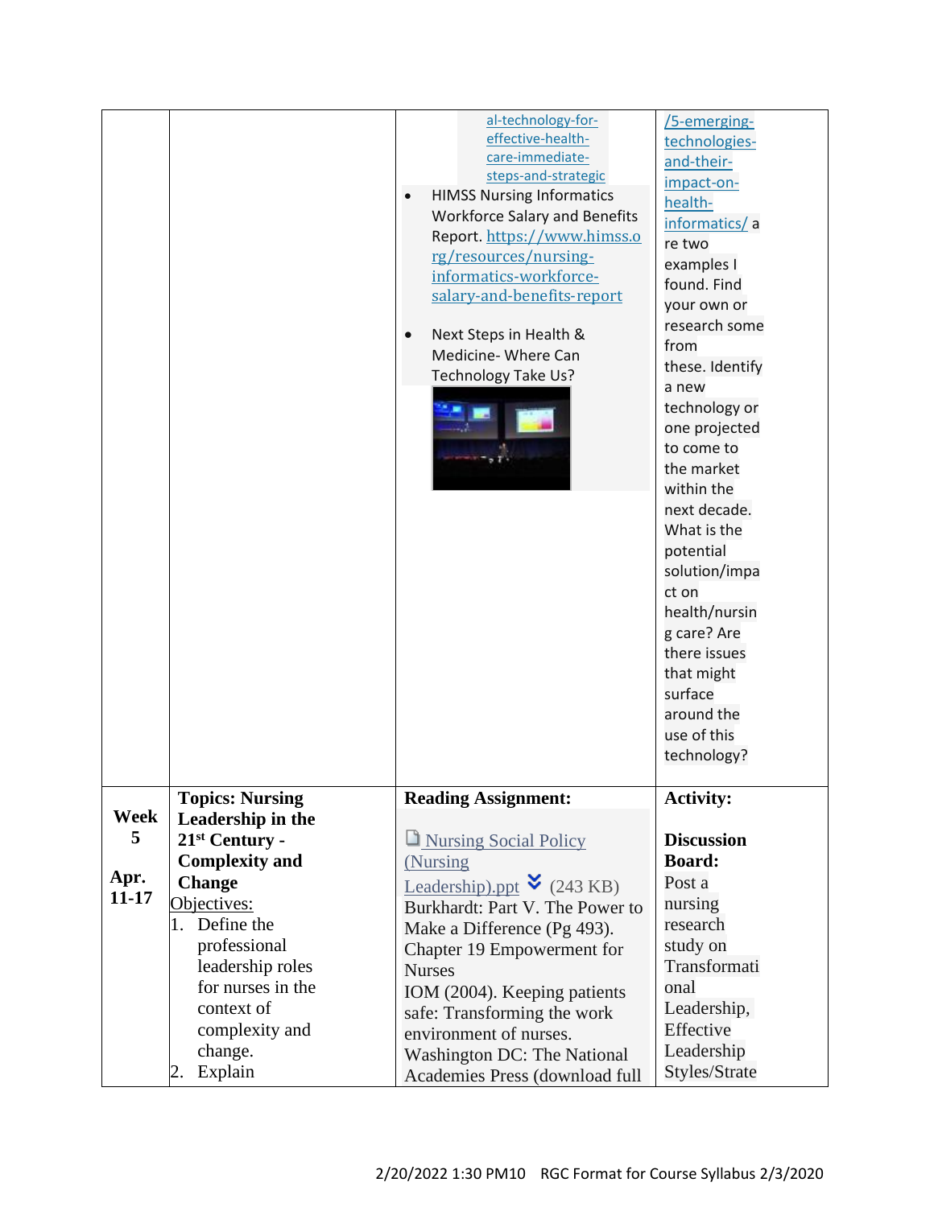| | | | |
|---|---|---|---|
| | | al-technology-for-effective-health-care-immediate-steps-and-strategic<br>• HIMSS Nursing Informatics Workforce Salary and Benefits Report. https://www.himss.org/resources/nursing-informatics-workforce-salary-and-benefits-report<br>• Next Steps in Health & Medicine- Where Can Technology Take Us? | /5-emerging-technologies-and-their-impact-on-health-informatics/ are two examples I found. Find your own or research some from these. Identify a new technology or one projected to come to the market within the next decade. What is the potential solution/impact on health/nursing care? Are there issues that might surface around the use of this technology? |
| **Week 5**<br><br>**Apr. 11-17** | **Topics: Nursing Leadership in the 21st Century - Complexity and Change**<br>Objectives:<br>1. Define the professional leadership roles for nurses in the context of complexity and change.<br>2. Explain | **Reading Assignment:**<br><br>Nursing Social Policy (Nursing Leadership).ppt (243 KB)<br>Burkhardt: Part V. The Power to Make a Difference (Pg 493). Chapter 19 Empowerment for Nurses<br>IOM (2004). Keeping patients safe: Transforming the work environment of nurses. Washington DC: The National Academies Press (download full | **Activity:**<br><br>**Discussion Board:**<br>Post a nursing research study on Transformational Leadership, Effective Leadership Styles/Strate |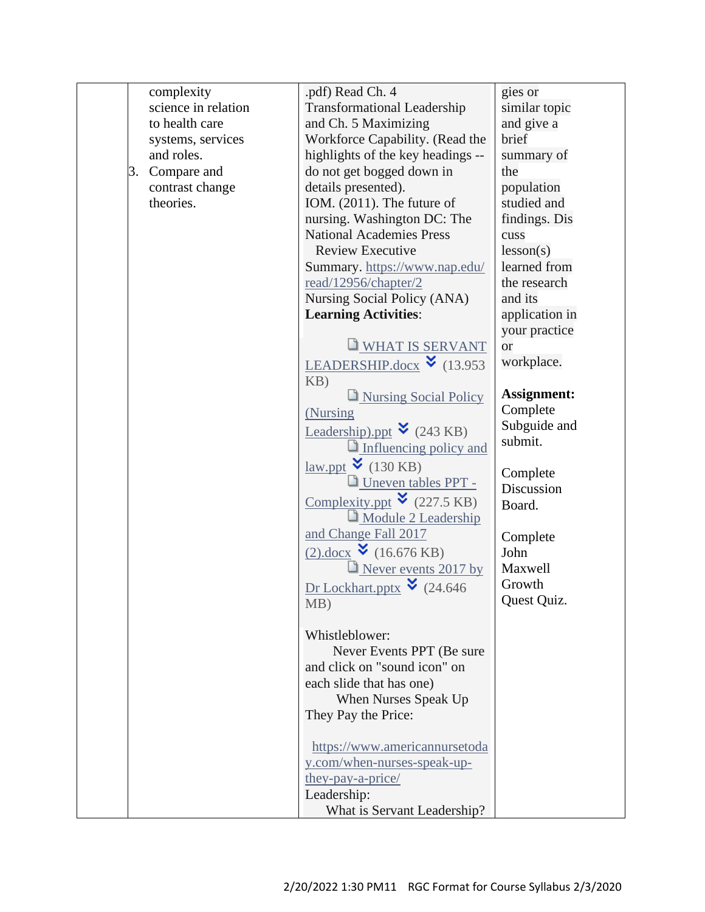| | | | |
|---|---|---|---|
| | complexity science in relation to health care systems, services and roles.<br>3. Compare and contrast change theories. | .pdf) Read Ch. 4 Transformational Leadership and Ch. 5 Maximizing Workforce Capability. (Read the highlights of the key headings -- do not get bogged down in details presented).<br>IOM. (2011). The future of nursing. Washington DC: The National Academies Press<br>Review Executive Summary. https://www.nap.edu/read/12956/chapter/2<br>Nursing Social Policy (ANA)<br>**Learning Activities**:<br><br>WHAT IS SERVANT LEADERSHIP.docx (13.953 KB)<br>Nursing Social Policy (Nursing Leadership).ppt (243 KB)<br>Influencing policy and law.ppt (130 KB)<br>Uneven tables PPT - Complexity.ppt (227.5 KB)<br>Module 2 Leadership and Change Fall 2017 (2).docx (16.676 KB)<br>Never events 2017 by Dr Lockhart.pptx (24.646 MB)<br><br>Whistleblower:<br>Never Events PPT (Be sure and click on "sound icon" on each slide that has one)<br>When Nurses Speak Up They Pay the Price:<br><br>https://www.americannursetoday.com/when-nurses-speak-up-they-pay-a-price/<br>Leadership:<br>What is Servant Leadership? | gies or similar topic and give a brief summary of the population studied and findings. Discuss lesson(s) learned from the research and its application in your practice or workplace.<br><br>**Assignment:** Complete Subguide and submit.<br><br>Complete Discussion Board.<br><br>Complete John Maxwell Growth Quest Quiz. |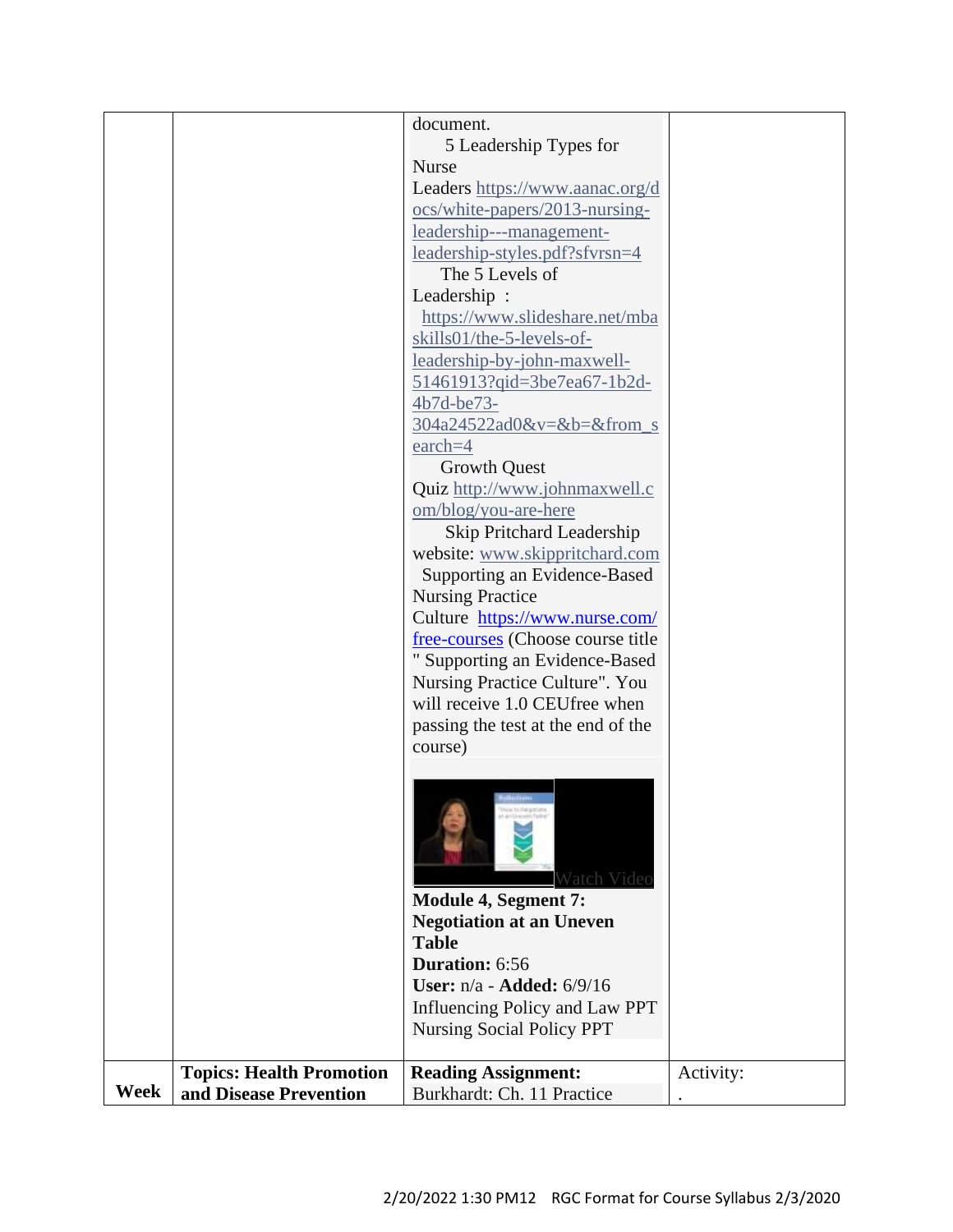| | | | |
|---|---|---|---|
| | | document.<br>5 Leadership Types for Nurse Leaders https://www.aanac.org/docs/white-papers/2013-nursing-leadership---management-leadership-styles.pdf?sfvrsn=4<br>The 5 Levels of Leadership : https://www.slideshare.net/mbaskills01/the-5-levels-of-leadership-by-john-maxwell-51461913?qid=3be7ea67-1b2d-4b7d-be73-304a24522ad0&v=&b=&from_search=4<br>Growth Quest Quiz http://www.johnmaxwell.com/blog/you-are-here<br>Skip Pritchard Leadership website: www.skippritchard.com<br>Supporting an Evidence-Based Nursing Practice Culture https://www.nurse.com/free-courses (Choose course title " Supporting an Evidence-Based Nursing Practice Culture". You will receive 1.0 CEUfree when passing the test at the end of the course)<br>Watch Video<br>**Module 4, Segment 7: Negotiation at an Uneven Table**<br>**Duration:** 6:56<br>**User:** n/a - **Added:** 6/9/16<br>Influencing Policy and Law PPT<br>Nursing Social Policy PPT | |
| **Week** | **Topics: Health Promotion and Disease Prevention** | **Reading Assignment:**<br>Burkhardt: Ch. 11 Practice | Activity:<br>. |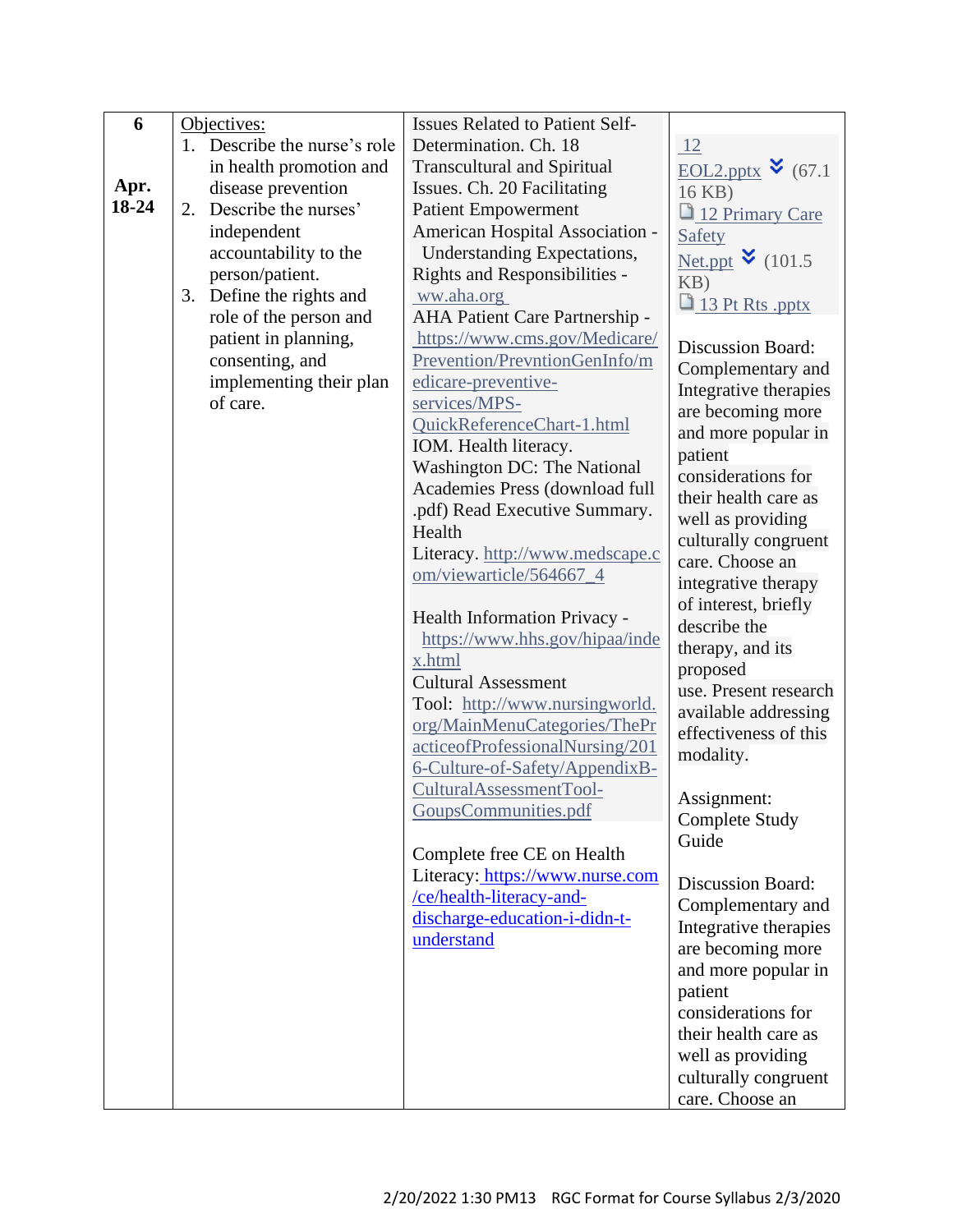| 6<br><br>Apr. 18-24 | Objectives:<br>1. Describe the nurse's role in health promotion and disease prevention<br>2. Describe the nurses' independent accountability to the person/patient.<br>3. Define the rights and role of the person and patient in planning, consenting, and implementing their plan of care. | Issues Related to Patient Self-Determination. Ch. 18 Transcultural and Spiritual Issues. Ch. 20 Facilitating Patient Empowerment<br>American Hospital Association - Understanding Expectations, Rights and Responsibilities - ww.aha.org<br>AHA Patient Care Partnership - https://www.cms.gov/Medicare/Prevention/PrevntionGenInfo/medicare-preventive-services/MPS-QuickReferenceChart-1.html<br>IOM. Health literacy. Washington DC: The National Academies Press (download full .pdf) Read Executive Summary.<br>Health Literacy. http://www.medscape.com/viewarticle/564667_4<br><br>Health Information Privacy - https://www.hhs.gov/hipaa/index.html<br>Cultural Assessment Tool: http://www.nursingworld.org/MainMenuCategories/ThePracticeofProfessionalNursing/2016-Culture-of-Safety/AppendixB-CulturalAssessmentTool-GoupsCommunities.pdf<br><br>Complete free CE on Health Literacy: https://www.nurse.com/ce/health-literacy-and-discharge-education-i-didn-t-understand | 12<br>EOL2.pptx (67.116 KB)<br>12 Primary Care Safety Net.ppt (101.5 KB)<br>13 Pt Rts .pptx<br><br>Discussion Board: Complementary and Integrative therapies are becoming more and more popular in patient considerations for their health care as well as providing culturally congruent care. Choose an integrative therapy of interest, briefly describe the therapy, and its proposed use. Present research available addressing effectiveness of this modality.<br><br>Assignment: Complete Study Guide<br><br>Discussion Board: Complementary and Integrative therapies are becoming more and more popular in patient considerations for their health care as well as providing culturally congruent care. Choose an |
|---|---|---|---|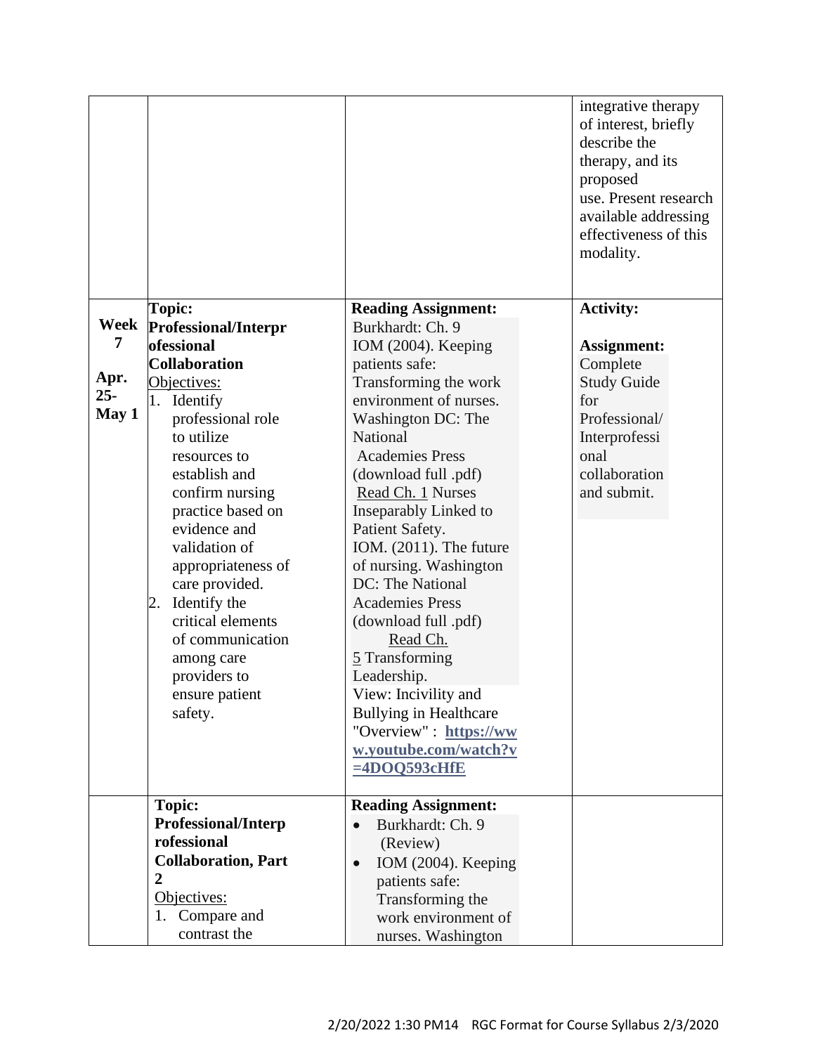| | | | |
|---|---|---|---|
| | | | integrative therapy of interest, briefly describe the therapy, and its proposed use. Present research available addressing effectiveness of this modality. |
| **Week 7**<br><br>**Apr. 25- May 1** | **Topic: Professional/Interprofessional Collaboration**<br>Objectives:<br>1. Identify professional role to utilize resources to establish and confirm nursing practice based on evidence and validation of appropriateness of care provided.<br>2. Identify the critical elements of communication among care providers to ensure patient safety. | **Reading Assignment:**<br>Burkhardt: Ch. 9<br>IOM (2004). Keeping patients safe: Transforming the work environment of nurses. Washington DC: The National Academies Press (download full .pdf) Read Ch. 1 Nurses Inseparably Linked to Patient Safety.<br>IOM. (2011). The future of nursing. Washington DC: The National Academies Press (download full .pdf) Read Ch. 5 Transforming Leadership.<br>View: Incivility and Bullying in Healthcare "Overview" : **https://www.youtube.com/watch?v=4DOQ593cHfE** | **Activity:**<br><br>**Assignment:**<br>Complete Study Guide for Professional/Interprofessional collaboration and submit. |
| | **Topic: Professional/Interprofessional Collaboration, Part 2**<br>Objectives:<br>1. Compare and contrast the | **Reading Assignment:**<br>• Burkhardt: Ch. 9 (Review)<br>• IOM (2004). Keeping patients safe: Transforming the work environment of nurses. Washington | |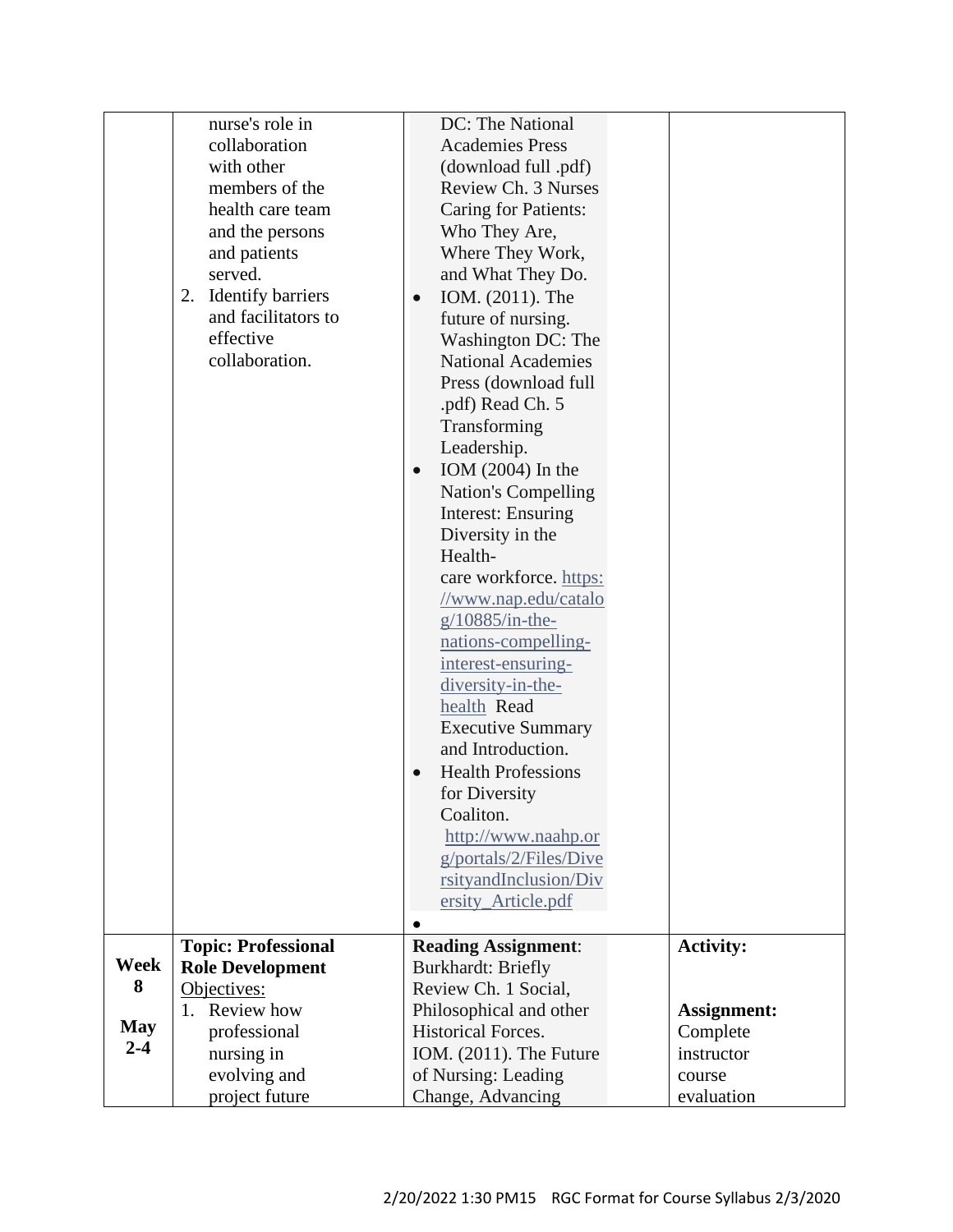| | | | |
|---|---|---|---|
| | nurse's role in collaboration with other members of the health care team and the persons and patients served.<br>2. Identify barriers and facilitators to effective collaboration. | DC: The National Academies Press (download full .pdf) Review Ch. 3 Nurses Caring for Patients: Who They Are, Where They Work, and What They Do.<br>• IOM. (2011). The future of nursing. Washington DC: The National Academies Press (download full .pdf) Read Ch. 5 Transforming Leadership.<br>• IOM (2004) In the Nation's Compelling Interest: Ensuring Diversity in the Health-care workforce. https://www.nap.edu/catalog/10885/in-the-nations-compelling-interest-ensuring-diversity-in-the-health Read Executive Summary and Introduction.<br>• Health Professions for Diversity Coaliton. http://www.naahp.org/portals/2/Files/DiversityandInclusion/Diversity_Article.pdf<br>• | |
| **Week 8**<br><br>**May 2-4** | **Topic: Professional Role Development**<br>Objectives:<br>1. Review how professional nursing in evolving and project future | **Reading Assignment**: Burkhardt: Briefly Review Ch. 1 Social, Philosophical and other Historical Forces.<br>IOM. (2011). The Future of Nursing: Leading Change, Advancing | **Activity:**<br><br>**Assignment:** Complete instructor course evaluation |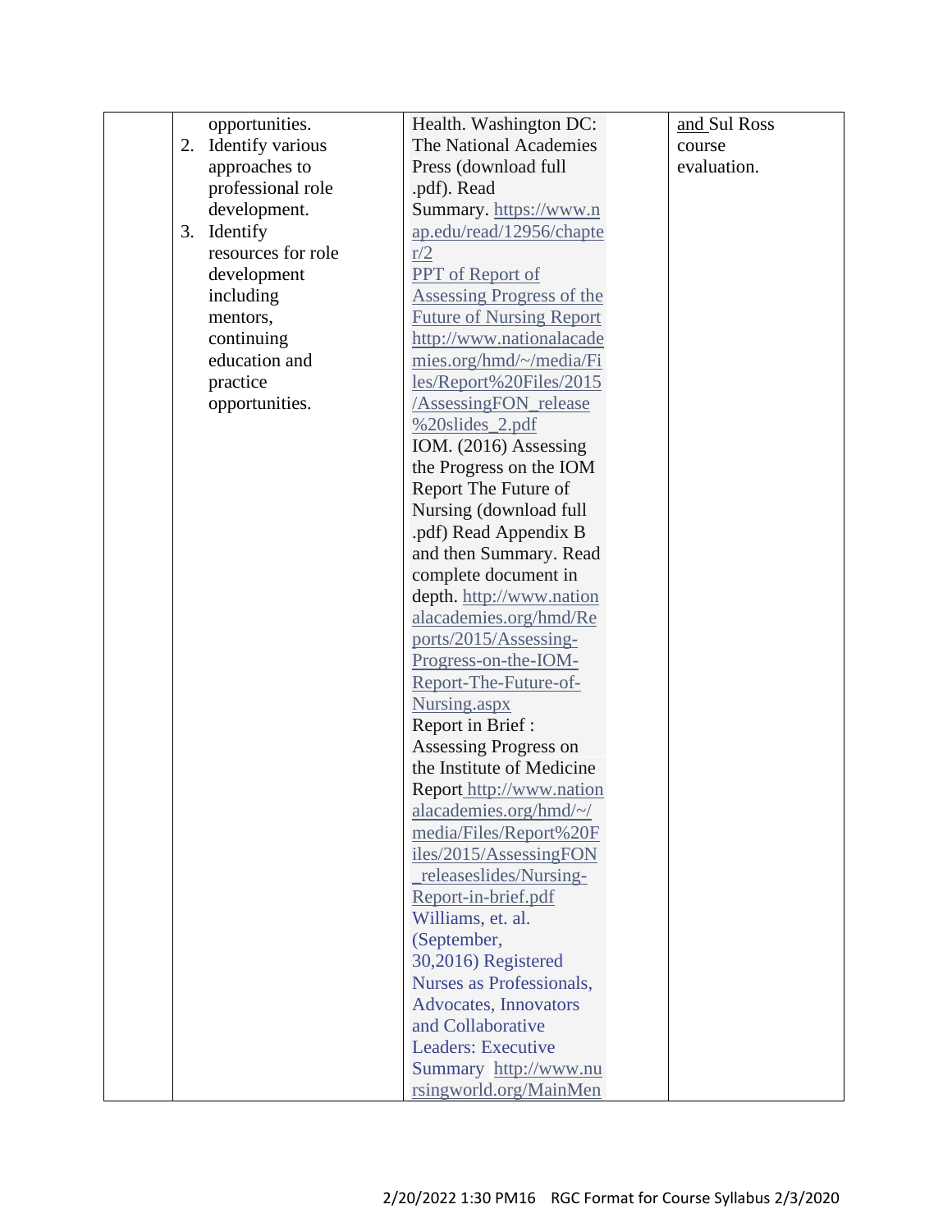| | | | |
|---|---|---|---|
| | opportunities.<br>2. Identify various approaches to professional role development.<br>3. Identify resources for role development including mentors, continuing education and practice opportunities. | Health. Washington DC: The National Academies Press (download full .pdf). Read Summary. https://www.nap.edu/read/12956/chapter/2<br>PPT of Report of Assessing Progress of the Future of Nursing Report http://www.nationalacademies.org/hmd/~/media/Files/Report%20Files/2015/AssessingFON_release%20slides_2.pdf<br>IOM. (2016) Assessing the Progress on the IOM Report The Future of Nursing (download full .pdf) Read Appendix B and then Summary. Read complete document in depth. http://www.nationalacademies.org/hmd/Reports/2015/Assessing-Progress-on-the-IOM-Report-The-Future-of-Nursing.aspx<br>Report in Brief : Assessing Progress on the Institute of Medicine Report http://www.nationalacademies.org/hmd/~/media/Files/Report%20Files/2015/AssessingFON_releaseslides/Nursing-Report-in-brief.pdf<br>Williams, et. al. (September, 30,2016) Registered Nurses as Professionals, Advocates, Innovators and Collaborative Leaders: Executive Summary http://www.nursingworld.org/MainMen | and Sul Ross course evaluation. |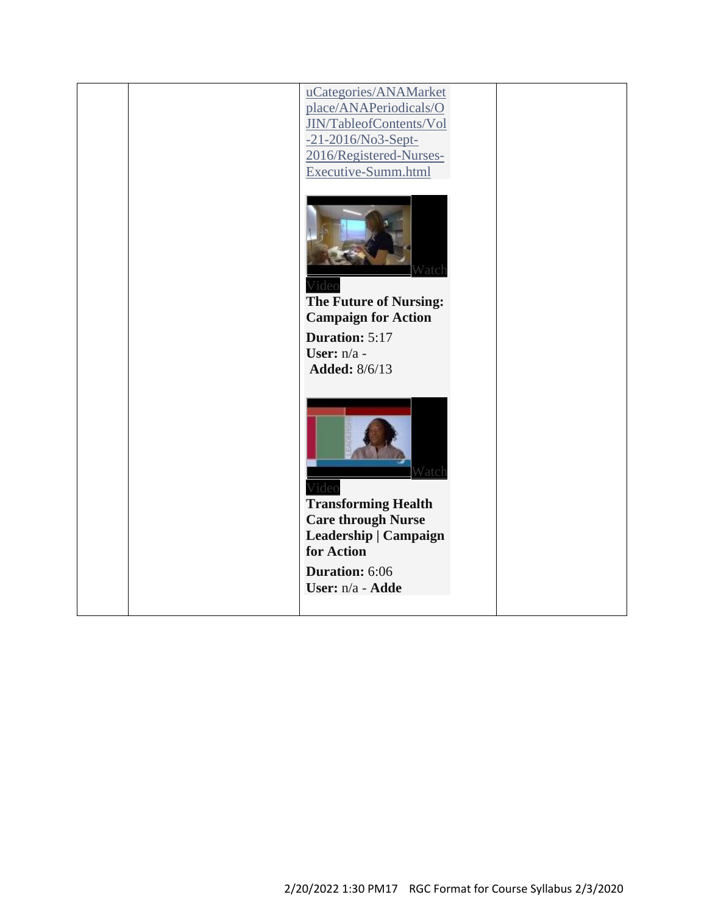|  |  | uCategories/ANAMarketplace/ANAPeriodicals/OJIN/TableofContents/Vol-21-2016/No3-Sept-2016/Registered-Nurses-Executive-Summ.html<br><br>Watch Video<br>**The Future of Nursing: Campaign for Action**<br>**Duration:** 5:17<br>**User:** n/a -<br>**Added:** 8/6/13<br><br>Watch Video<br>**Transforming Health Care through Nurse Leadership \| Campaign for Action**<br>**Duration:** 6:06<br>**User:** n/a - **Adde** |  |
|---|---|---|---|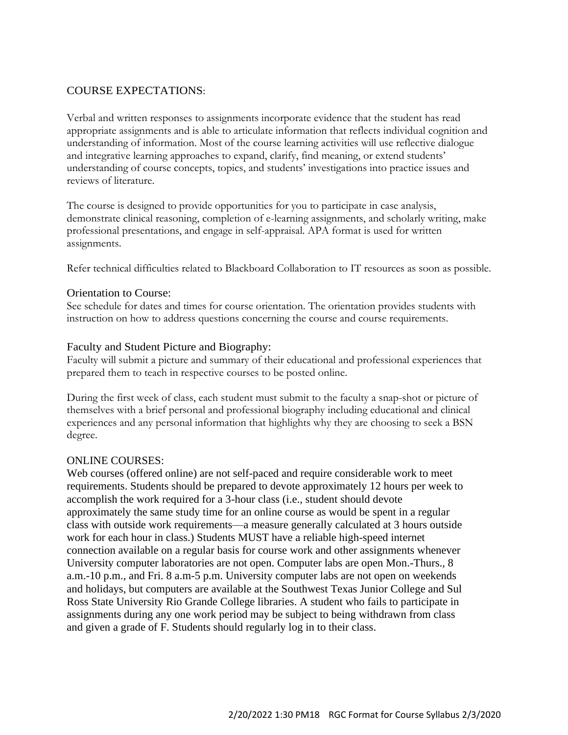## COURSE EXPECTATIONS:

Verbal and written responses to assignments incorporate evidence that the student has read appropriate assignments and is able to articulate information that reflects individual cognition and understanding of information. Most of the course learning activities will use reflective dialogue and integrative learning approaches to expand, clarify, find meaning, or extend students' understanding of course concepts, topics, and students' investigations into practice issues and reviews of literature.

The course is designed to provide opportunities for you to participate in case analysis, demonstrate clinical reasoning, completion of e-learning assignments, and scholarly writing, make professional presentations, and engage in self-appraisal. APA format is used for written assignments.

Refer technical difficulties related to Blackboard Collaboration to IT resources as soon as possible.

### Orientation to Course:

See schedule for dates and times for course orientation. The orientation provides students with instruction on how to address questions concerning the course and course requirements.

### Faculty and Student Picture and Biography:

Faculty will submit a picture and summary of their educational and professional experiences that prepared them to teach in respective courses to be posted online.

During the first week of class, each student must submit to the faculty a snap-shot or picture of themselves with a brief personal and professional biography including educational and clinical experiences and any personal information that highlights why they are choosing to seek a BSN degree.

## ONLINE COURSES:

Web courses (offered online) are not self-paced and require considerable work to meet requirements. Students should be prepared to devote approximately 12 hours per week to accomplish the work required for a 3-hour class (i.e., student should devote approximately the same study time for an online course as would be spent in a regular class with outside work requirements—a measure generally calculated at 3 hours outside work for each hour in class.) Students MUST have a reliable high-speed internet connection available on a regular basis for course work and other assignments whenever University computer laboratories are not open. Computer labs are open Mon.-Thurs., 8 a.m.-10 p.m., and Fri. 8 a.m-5 p.m. University computer labs are not open on weekends and holidays, but computers are available at the Southwest Texas Junior College and Sul Ross State University Rio Grande College libraries. A student who fails to participate in assignments during any one work period may be subject to being withdrawn from class and given a grade of F. Students should regularly log in to their class.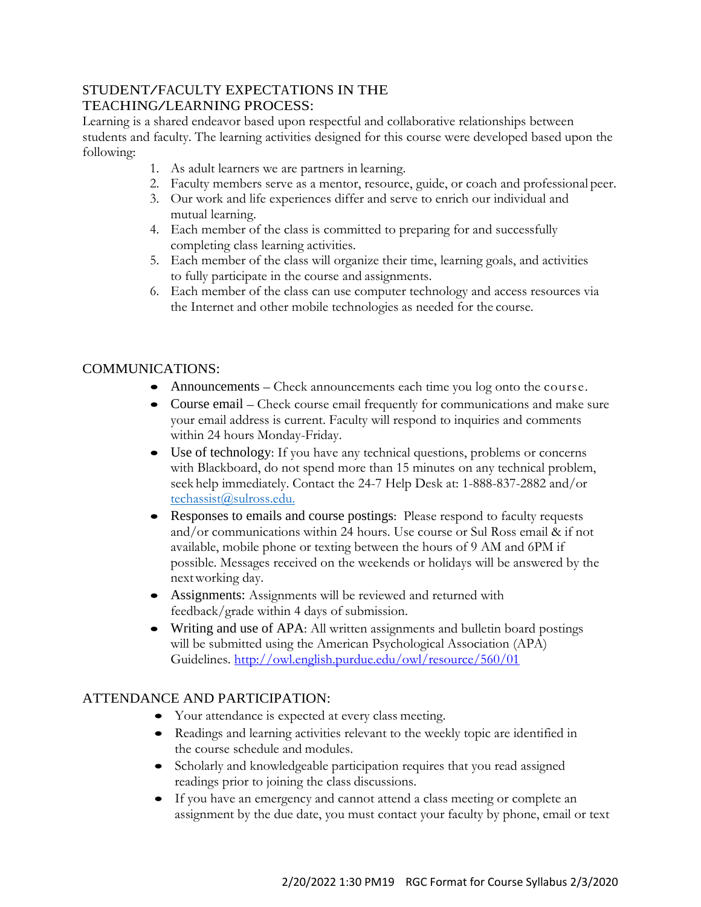## STUDENT/FACULTY EXPECTATIONS IN THE TEACHING/LEARNING PROCESS:

Learning is a shared endeavor based upon respectful and collaborative relationships between students and faculty. The learning activities designed for this course were developed based upon the following:

1. As adult learners we are partners in learning.
2. Faculty members serve as a mentor, resource, guide, or coach and professional peer.
3. Our work and life experiences differ and serve to enrich our individual and mutual learning.
4. Each member of the class is committed to preparing for and successfully completing class learning activities.
5. Each member of the class will organize their time, learning goals, and activities to fully participate in the course and assignments.
6. Each member of the class can use computer technology and access resources via the Internet and other mobile technologies as needed for the course.

## COMMUNICATIONS:

- Announcements – Check announcements each time you log onto the course.
- Course email – Check course email frequently for communications and make sure your email address is current. Faculty will respond to inquiries and comments within 24 hours Monday-Friday.
- Use of technology: If you have any technical questions, problems or concerns with Blackboard, do not spend more than 15 minutes on any technical problem, seek help immediately. Contact the 24-7 Help Desk at: 1-888-837-2882 and/or techassist@sulross.edu.
- Responses to emails and course postings: Please respond to faculty requests and/or communications within 24 hours. Use course or Sul Ross email & if not available, mobile phone or texting between the hours of 9 AM and 6PM if possible. Messages received on the weekends or holidays will be answered by the next working day.
- Assignments: Assignments will be reviewed and returned with feedback/grade within 4 days of submission.
- Writing and use of APA: All written assignments and bulletin board postings will be submitted using the American Psychological Association (APA) Guidelines. http://owl.english.purdue.edu/owl/resource/560/01

## ATTENDANCE AND PARTICIPATION:

- Your attendance is expected at every class meeting.
- Readings and learning activities relevant to the weekly topic are identified in the course schedule and modules.
- Scholarly and knowledgeable participation requires that you read assigned readings prior to joining the class discussions.
- If you have an emergency and cannot attend a class meeting or complete an assignment by the due date, you must contact your faculty by phone, email or text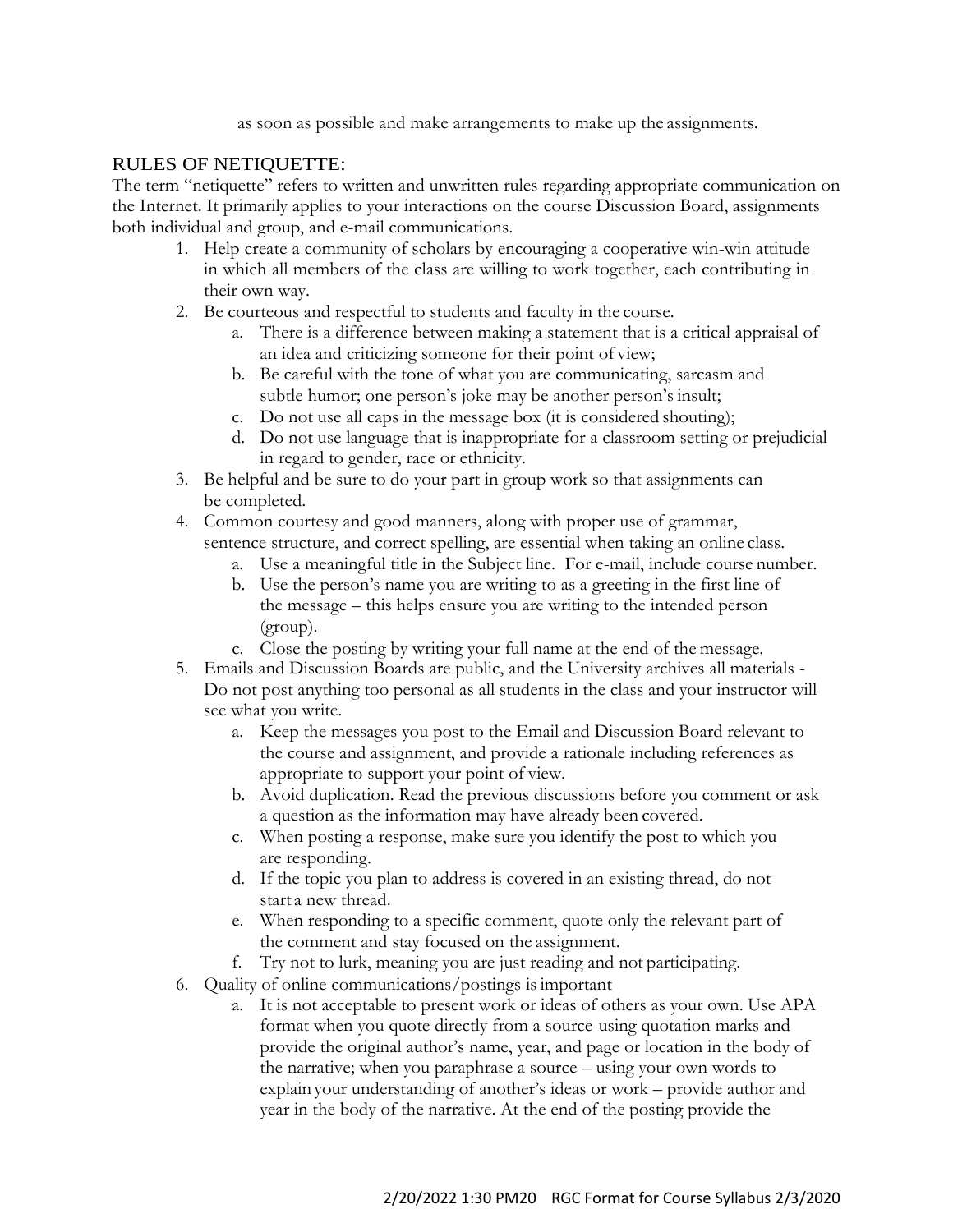as soon as possible and make arrangements to make up the assignments.

## RULES OF NETIQUETTE:

The term "netiquette" refers to written and unwritten rules regarding appropriate communication on the Internet. It primarily applies to your interactions on the course Discussion Board, assignments both individual and group, and e-mail communications.

1. Help create a community of scholars by encouraging a cooperative win-win attitude in which all members of the class are willing to work together, each contributing in their own way.
2. Be courteous and respectful to students and faculty in the course.
   a. There is a difference between making a statement that is a critical appraisal of an idea and criticizing someone for their point of view;
   b. Be careful with the tone of what you are communicating, sarcasm and subtle humor; one person's joke may be another person's insult;
   c. Do not use all caps in the message box (it is considered shouting);
   d. Do not use language that is inappropriate for a classroom setting or prejudicial in regard to gender, race or ethnicity.
3. Be helpful and be sure to do your part in group work so that assignments can be completed.
4. Common courtesy and good manners, along with proper use of grammar, sentence structure, and correct spelling, are essential when taking an online class.
   a. Use a meaningful title in the Subject line. For e-mail, include course number.
   b. Use the person's name you are writing to as a greeting in the first line of the message – this helps ensure you are writing to the intended person (group).
   c. Close the posting by writing your full name at the end of the message.
5. Emails and Discussion Boards are public, and the University archives all materials - Do not post anything too personal as all students in the class and your instructor will see what you write.
   a. Keep the messages you post to the Email and Discussion Board relevant to the course and assignment, and provide a rationale including references as appropriate to support your point of view.
   b. Avoid duplication. Read the previous discussions before you comment or ask a question as the information may have already been covered.
   c. When posting a response, make sure you identify the post to which you are responding.
   d. If the topic you plan to address is covered in an existing thread, do not start a new thread.
   e. When responding to a specific comment, quote only the relevant part of the comment and stay focused on the assignment.
   f. Try not to lurk, meaning you are just reading and not participating.
6. Quality of online communications/postings is important
   a. It is not acceptable to present work or ideas of others as your own. Use APA format when you quote directly from a source-using quotation marks and provide the original author's name, year, and page or location in the body of the narrative; when you paraphrase a source – using your own words to explain your understanding of another's ideas or work – provide author and year in the body of the narrative. At the end of the posting provide the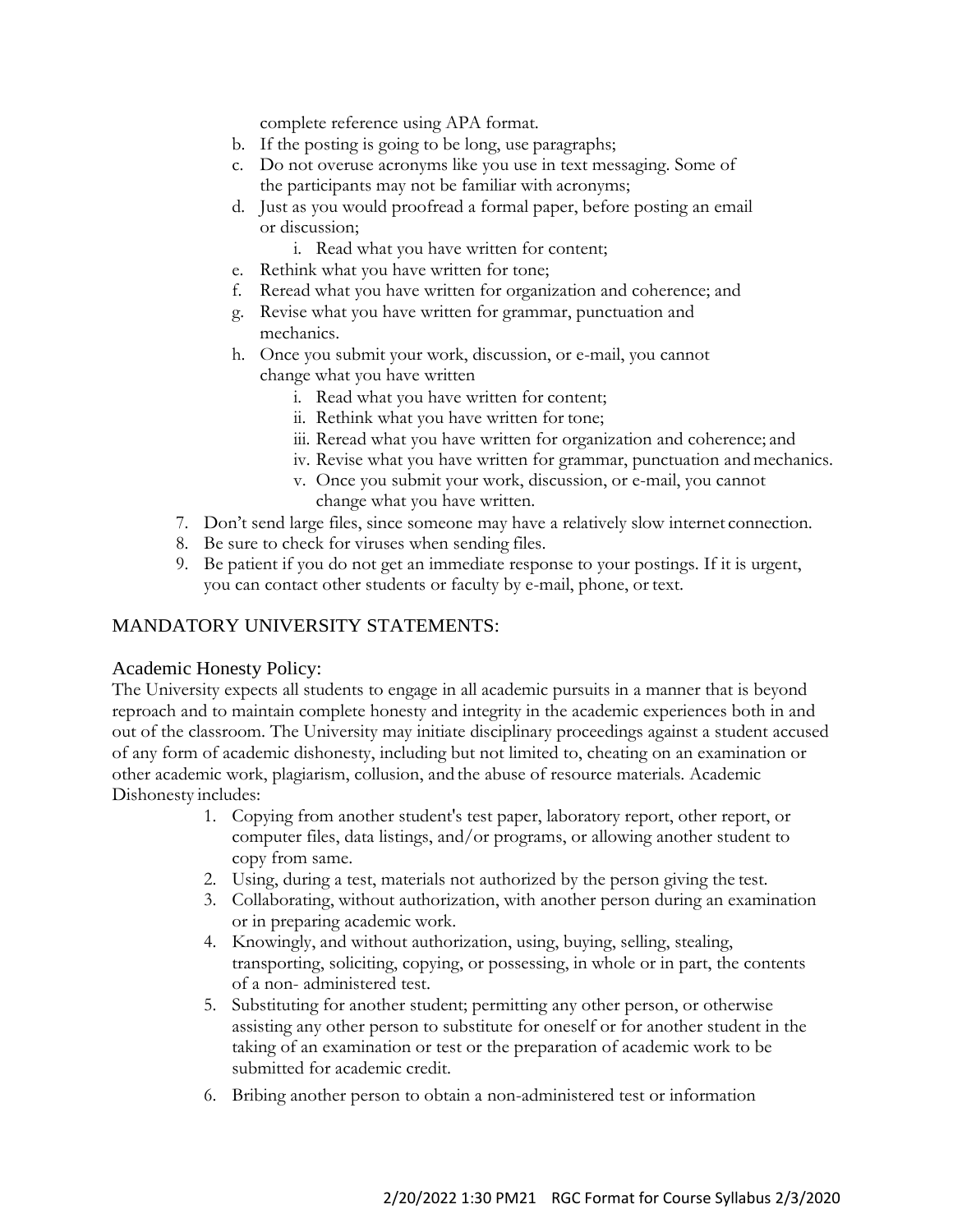complete reference using APA format.

   b. If the posting is going to be long, use paragraphs;
   c. Do not overuse acronyms like you use in text messaging. Some of the participants may not be familiar with acronyms;
   d. Just as you would proofread a formal paper, before posting an email or discussion;
      i. Read what you have written for content;
   e. Rethink what you have written for tone;
   f. Reread what you have written for organization and coherence; and
   g. Revise what you have written for grammar, punctuation and mechanics.
   h. Once you submit your work, discussion, or e-mail, you cannot change what you have written
      i. Read what you have written for content;
      ii. Rethink what you have written for tone;
      iii. Reread what you have written for organization and coherence; and
      iv. Revise what you have written for grammar, punctuation and mechanics.
      v. Once you submit your work, discussion, or e-mail, you cannot change what you have written.

7. Don't send large files, since someone may have a relatively slow internet connection.
8. Be sure to check for viruses when sending files.
9. Be patient if you do not get an immediate response to your postings. If it is urgent, you can contact other students or faculty by e-mail, phone, or text.

## MANDATORY UNIVERSITY STATEMENTS:

### Academic Honesty Policy:

The University expects all students to engage in all academic pursuits in a manner that is beyond reproach and to maintain complete honesty and integrity in the academic experiences both in and out of the classroom. The University may initiate disciplinary proceedings against a student accused of any form of academic dishonesty, including but not limited to, cheating on an examination or other academic work, plagiarism, collusion, and the abuse of resource materials. Academic Dishonesty includes:

1. Copying from another student's test paper, laboratory report, other report, or computer files, data listings, and/or programs, or allowing another student to copy from same.
2. Using, during a test, materials not authorized by the person giving the test.
3. Collaborating, without authorization, with another person during an examination or in preparing academic work.
4. Knowingly, and without authorization, using, buying, selling, stealing, transporting, soliciting, copying, or possessing, in whole or in part, the contents of a non- administered test.
5. Substituting for another student; permitting any other person, or otherwise assisting any other person to substitute for oneself or for another student in the taking of an examination or test or the preparation of academic work to be submitted for academic credit.
6. Bribing another person to obtain a non-administered test or information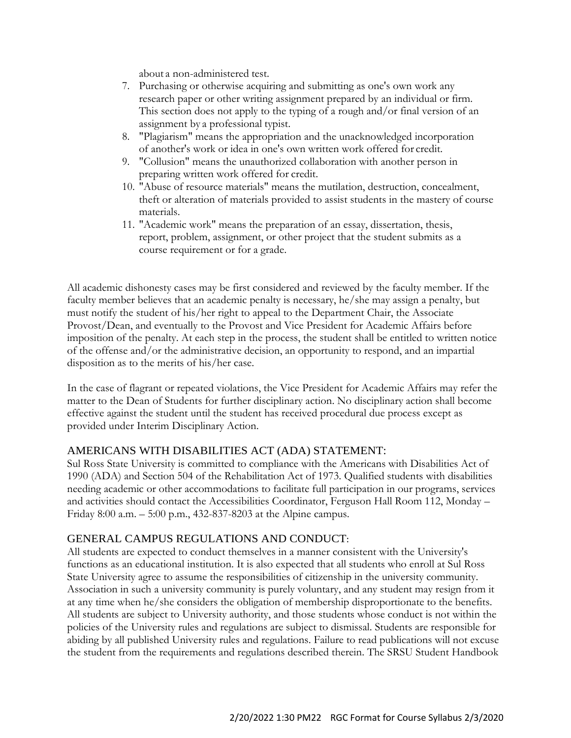about a non-administered test.

7. Purchasing or otherwise acquiring and submitting as one's own work any research paper or other writing assignment prepared by an individual or firm. This section does not apply to the typing of a rough and/or final version of an assignment by a professional typist.
8. "Plagiarism" means the appropriation and the unacknowledged incorporation of another's work or idea in one's own written work offered for credit.
9. "Collusion" means the unauthorized collaboration with another person in preparing written work offered for credit.
10. "Abuse of resource materials" means the mutilation, destruction, concealment, theft or alteration of materials provided to assist students in the mastery of course materials.
11. "Academic work" means the preparation of an essay, dissertation, thesis, report, problem, assignment, or other project that the student submits as a course requirement or for a grade.

All academic dishonesty cases may be first considered and reviewed by the faculty member. If the faculty member believes that an academic penalty is necessary, he/she may assign a penalty, but must notify the student of his/her right to appeal to the Department Chair, the Associate Provost/Dean, and eventually to the Provost and Vice President for Academic Affairs before imposition of the penalty. At each step in the process, the student shall be entitled to written notice of the offense and/or the administrative decision, an opportunity to respond, and an impartial disposition as to the merits of his/her case.

In the case of flagrant or repeated violations, the Vice President for Academic Affairs may refer the matter to the Dean of Students for further disciplinary action. No disciplinary action shall become effective against the student until the student has received procedural due process except as provided under Interim Disciplinary Action.

## AMERICANS WITH DISABILITIES ACT (ADA) STATEMENT:

Sul Ross State University is committed to compliance with the Americans with Disabilities Act of 1990 (ADA) and Section 504 of the Rehabilitation Act of 1973. Qualified students with disabilities needing academic or other accommodations to facilitate full participation in our programs, services and activities should contact the Accessibilities Coordinator, Ferguson Hall Room 112, Monday – Friday 8:00 a.m. – 5:00 p.m., 432-837-8203 at the Alpine campus.

## GENERAL CAMPUS REGULATIONS AND CONDUCT:

All students are expected to conduct themselves in a manner consistent with the University's functions as an educational institution. It is also expected that all students who enroll at Sul Ross State University agree to assume the responsibilities of citizenship in the university community. Association in such a university community is purely voluntary, and any student may resign from it at any time when he/she considers the obligation of membership disproportionate to the benefits. All students are subject to University authority, and those students whose conduct is not within the policies of the University rules and regulations are subject to dismissal. Students are responsible for abiding by all published University rules and regulations. Failure to read publications will not excuse the student from the requirements and regulations described therein. The SRSU Student Handbook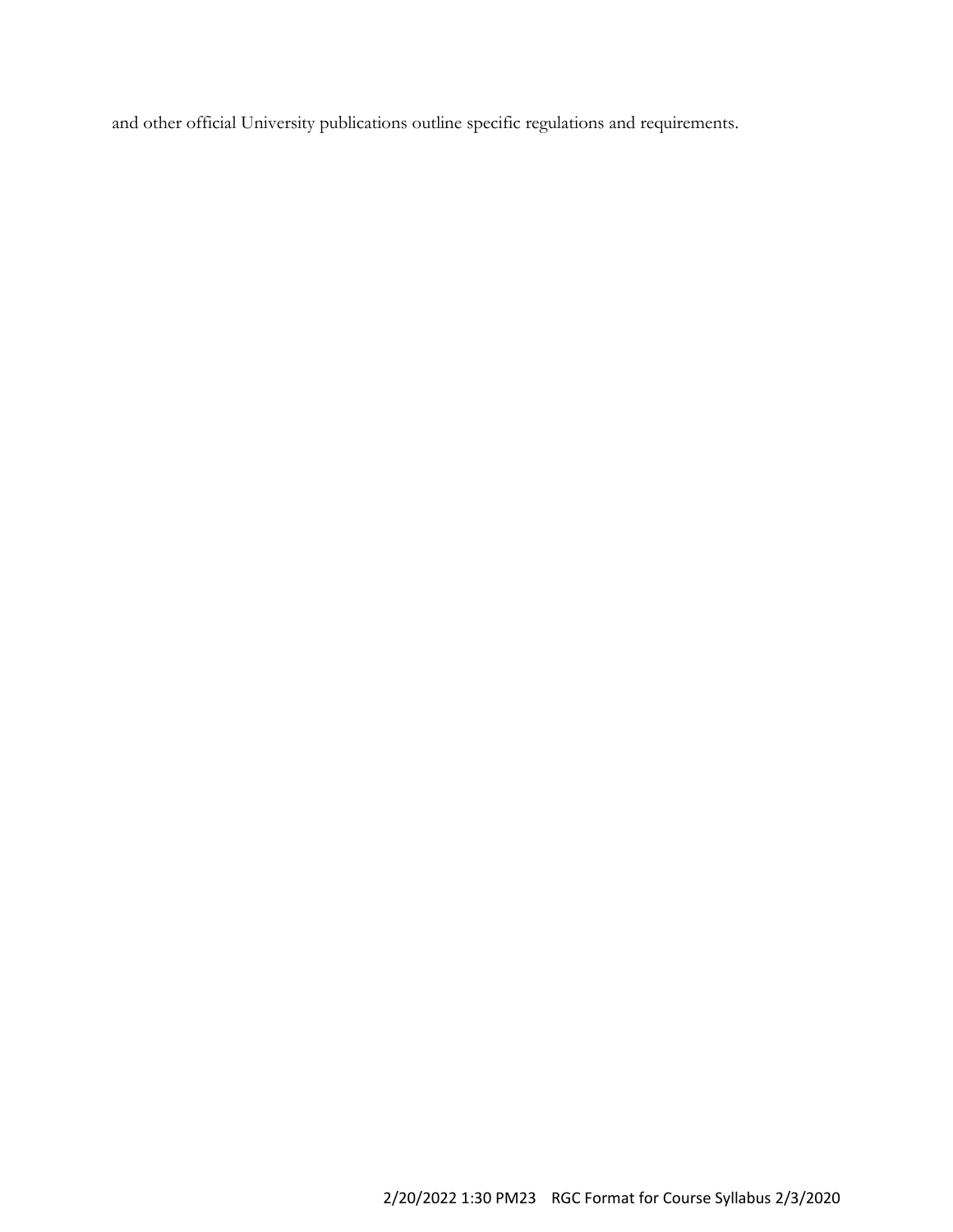and other official University publications outline specific regulations and requirements.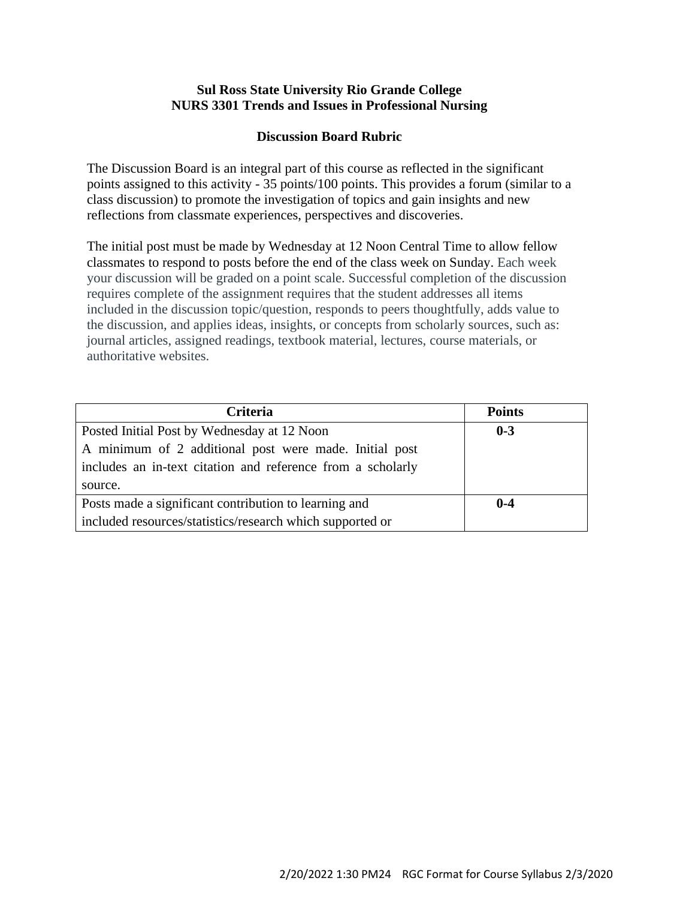**Sul Ross State University Rio Grande College**
**NURS 3301 Trends and Issues in Professional Nursing**

**Discussion Board Rubric**

The Discussion Board is an integral part of this course as reflected in the significant points assigned to this activity - 35 points/100 points. This provides a forum (similar to a class discussion) to promote the investigation of topics and gain insights and new reflections from classmate experiences, perspectives and discoveries.

The initial post must be made by Wednesday at 12 Noon Central Time to allow fellow classmates to respond to posts before the end of the class week on Sunday. Each week your discussion will be graded on a point scale. Successful completion of the discussion requires complete of the assignment requires that the student addresses all items included in the discussion topic/question, responds to peers thoughtfully, adds value to the discussion, and applies ideas, insights, or concepts from scholarly sources, such as: journal articles, assigned readings, textbook material, lectures, course materials, or authoritative websites.

| Criteria | Points |
|---|---|
| Posted Initial Post by Wednesday at 12 Noon<br>A minimum of 2 additional post were made. Initial post includes an in-text citation and reference from a scholarly source. | **0-3** |
| Posts made a significant contribution to learning and included resources/statistics/research which supported or | **0-4** |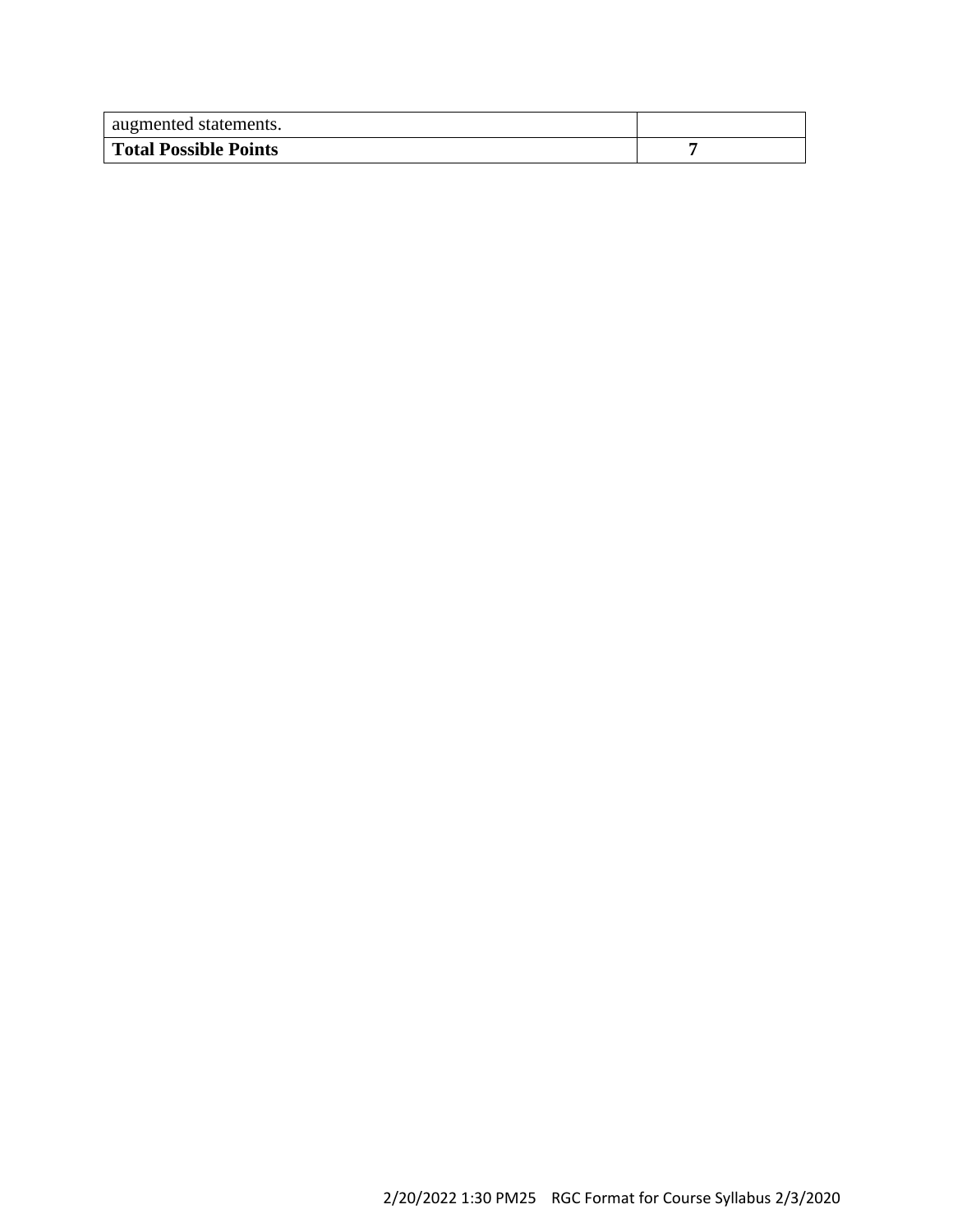| | |
|---|---|
| augmented statements. | |
| **Total Possible Points** | **7** |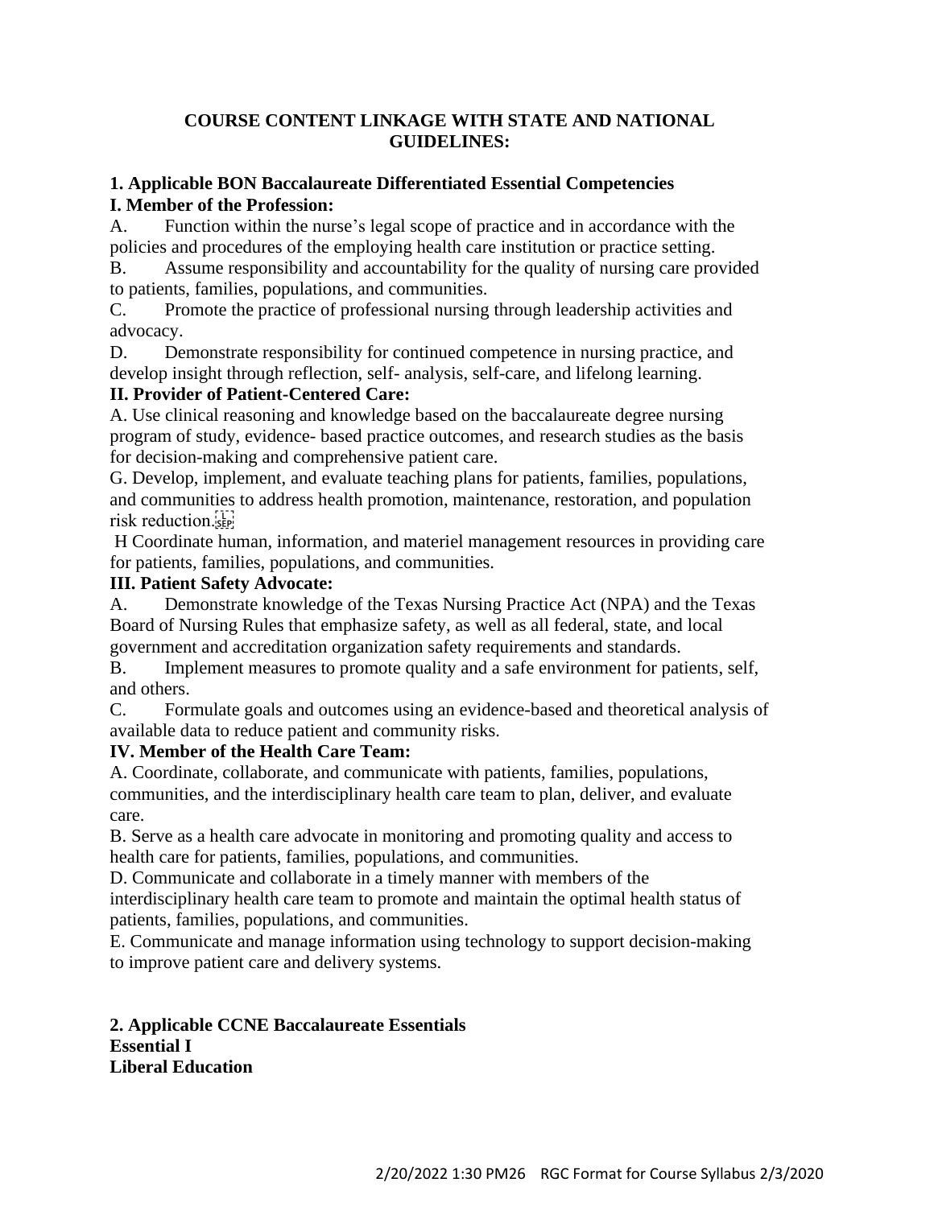## COURSE CONTENT LINKAGE WITH STATE AND NATIONAL GUIDELINES:

### 1. Applicable BON Baccalaureate Differentiated Essential Competencies

**I. Member of the Profession:**

A. Function within the nurse's legal scope of practice and in accordance with the policies and procedures of the employing health care institution or practice setting.

B. Assume responsibility and accountability for the quality of nursing care provided to patients, families, populations, and communities.

C. Promote the practice of professional nursing through leadership activities and advocacy.

D. Demonstrate responsibility for continued competence in nursing practice, and develop insight through reflection, self- analysis, self-care, and lifelong learning.

**II. Provider of Patient-Centered Care:**

A. Use clinical reasoning and knowledge based on the baccalaureate degree nursing program of study, evidence- based practice outcomes, and research studies as the basis for decision-making and comprehensive patient care.

G. Develop, implement, and evaluate teaching plans for patients, families, populations, and communities to address health promotion, maintenance, restoration, and population risk reduction.

H Coordinate human, information, and materiel management resources in providing care for patients, families, populations, and communities.

**III. Patient Safety Advocate:**

A. Demonstrate knowledge of the Texas Nursing Practice Act (NPA) and the Texas Board of Nursing Rules that emphasize safety, as well as all federal, state, and local government and accreditation organization safety requirements and standards.

B. Implement measures to promote quality and a safe environment for patients, self, and others.

C. Formulate goals and outcomes using an evidence-based and theoretical analysis of available data to reduce patient and community risks.

**IV. Member of the Health Care Team:**

A. Coordinate, collaborate, and communicate with patients, families, populations, communities, and the interdisciplinary health care team to plan, deliver, and evaluate care.

B. Serve as a health care advocate in monitoring and promoting quality and access to health care for patients, families, populations, and communities.

D. Communicate and collaborate in a timely manner with members of the interdisciplinary health care team to promote and maintain the optimal health status of patients, families, populations, and communities.

E. Communicate and manage information using technology to support decision-making to improve patient care and delivery systems.

### 2. Applicable CCNE Baccalaureate Essentials

**Essential I**
**Liberal Education**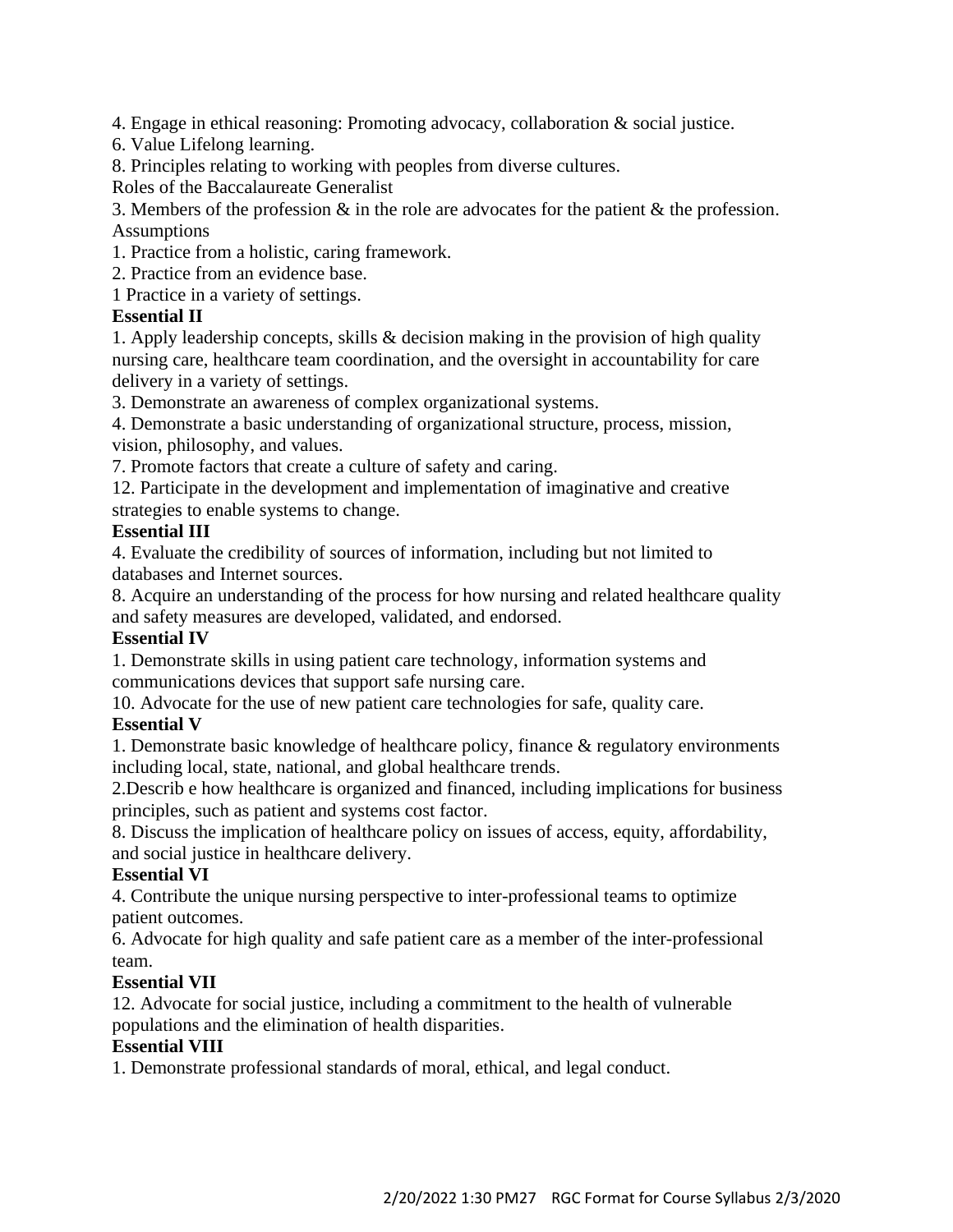4. Engage in ethical reasoning: Promoting advocacy, collaboration & social justice.

6. Value Lifelong learning.

8. Principles relating to working with peoples from diverse cultures.

Roles of the Baccalaureate Generalist

3. Members of the profession & in the role are advocates for the patient & the profession.

Assumptions

1. Practice from a holistic, caring framework.

2. Practice from an evidence base.

1 Practice in a variety of settings.

**Essential II**

1. Apply leadership concepts, skills & decision making in the provision of high quality nursing care, healthcare team coordination, and the oversight in accountability for care delivery in a variety of settings.

3. Demonstrate an awareness of complex organizational systems.

4. Demonstrate a basic understanding of organizational structure, process, mission, vision, philosophy, and values.

7. Promote factors that create a culture of safety and caring.

12. Participate in the development and implementation of imaginative and creative strategies to enable systems to change.

**Essential III**

4. Evaluate the credibility of sources of information, including but not limited to databases and Internet sources.

8. Acquire an understanding of the process for how nursing and related healthcare quality and safety measures are developed, validated, and endorsed.

**Essential IV**

1. Demonstrate skills in using patient care technology, information systems and communications devices that support safe nursing care.

10. Advocate for the use of new patient care technologies for safe, quality care.

**Essential V**

1. Demonstrate basic knowledge of healthcare policy, finance & regulatory environments including local, state, national, and global healthcare trends.

2.Describ e how healthcare is organized and financed, including implications for business principles, such as patient and systems cost factor.

8. Discuss the implication of healthcare policy on issues of access, equity, affordability, and social justice in healthcare delivery.

**Essential VI**

4. Contribute the unique nursing perspective to inter-professional teams to optimize patient outcomes.

6. Advocate for high quality and safe patient care as a member of the inter-professional team.

**Essential VII**

12. Advocate for social justice, including a commitment to the health of vulnerable populations and the elimination of health disparities.

**Essential VIII**

1. Demonstrate professional standards of moral, ethical, and legal conduct.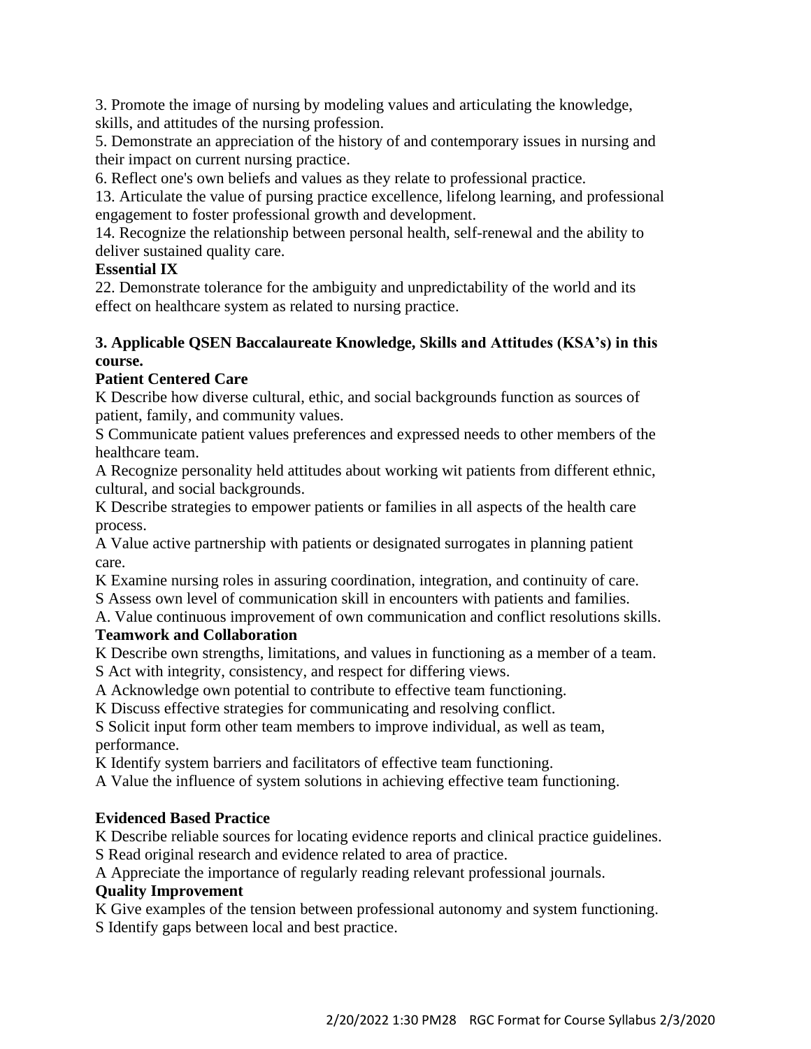3. Promote the image of nursing by modeling values and articulating the knowledge, skills, and attitudes of the nursing profession.
5. Demonstrate an appreciation of the history of and contemporary issues in nursing and their impact on current nursing practice.
6. Reflect one's own beliefs and values as they relate to professional practice.
13. Articulate the value of pursing practice excellence, lifelong learning, and professional engagement to foster professional growth and development.
14. Recognize the relationship between personal health, self-renewal and the ability to deliver sustained quality care.

**Essential IX**

22. Demonstrate tolerance for the ambiguity and unpredictability of the world and its effect on healthcare system as related to nursing practice.

**3. Applicable QSEN Baccalaureate Knowledge, Skills and Attitudes (KSA's) in this course.**

**Patient Centered Care**

K Describe how diverse cultural, ethic, and social backgrounds function as sources of patient, family, and community values.
S Communicate patient values preferences and expressed needs to other members of the healthcare team.
A Recognize personality held attitudes about working wit patients from different ethnic, cultural, and social backgrounds.
K Describe strategies to empower patients or families in all aspects of the health care process.
A Value active partnership with patients or designated surrogates in planning patient care.
K Examine nursing roles in assuring coordination, integration, and continuity of care.
S Assess own level of communication skill in encounters with patients and families.
A. Value continuous improvement of own communication and conflict resolutions skills.

**Teamwork and Collaboration**

K Describe own strengths, limitations, and values in functioning as a member of a team.
S Act with integrity, consistency, and respect for differing views.
A Acknowledge own potential to contribute to effective team functioning.
K Discuss effective strategies for communicating and resolving conflict.
S Solicit input form other team members to improve individual, as well as team, performance.
K Identify system barriers and facilitators of effective team functioning.
A Value the influence of system solutions in achieving effective team functioning.

**Evidenced Based Practice**

K Describe reliable sources for locating evidence reports and clinical practice guidelines.
S Read original research and evidence related to area of practice.
A Appreciate the importance of regularly reading relevant professional journals.

**Quality Improvement**

K Give examples of the tension between professional autonomy and system functioning.
S Identify gaps between local and best practice.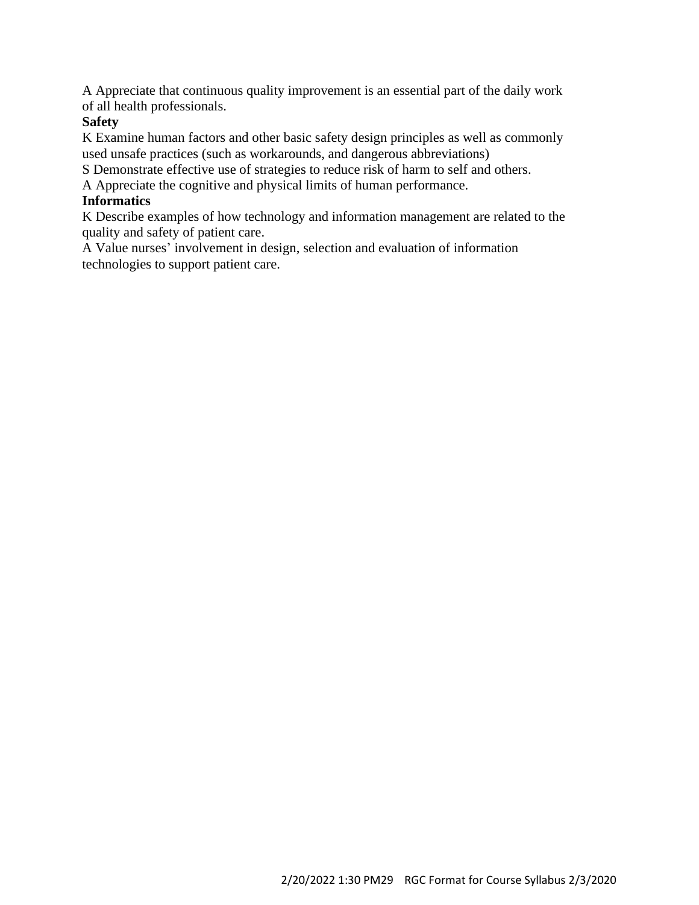A Appreciate that continuous quality improvement is an essential part of the daily work of all health professionals.

**Safety**

K Examine human factors and other basic safety design principles as well as commonly used unsafe practices (such as workarounds, and dangerous abbreviations)

S Demonstrate effective use of strategies to reduce risk of harm to self and others.

A Appreciate the cognitive and physical limits of human performance.

**Informatics**

K Describe examples of how technology and information management are related to the quality and safety of patient care.

A Value nurses' involvement in design, selection and evaluation of information technologies to support patient care.